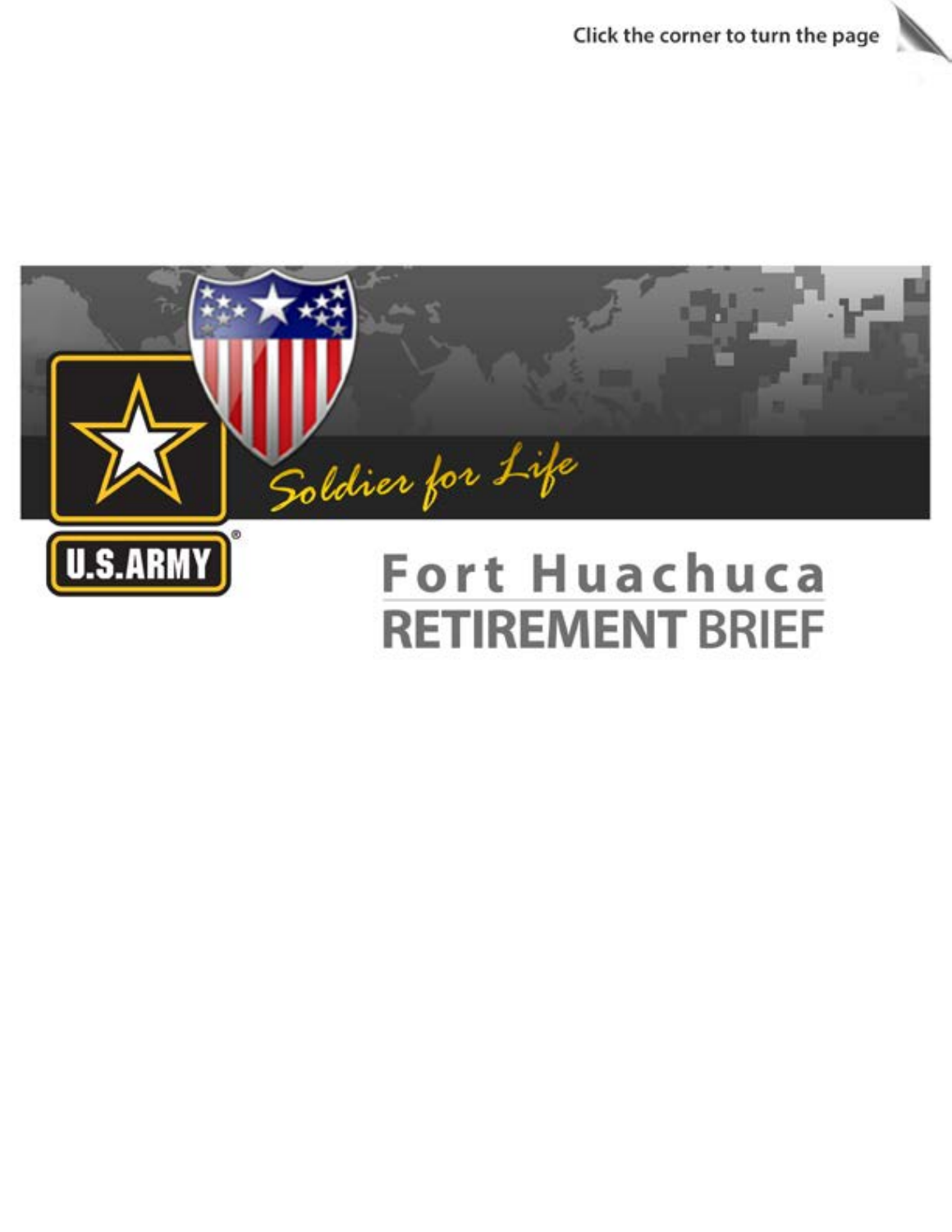Click the corner to turn the page

Soldier for Life

U.S.ARMY

# Fort Huachuca
# RETIREMENT BRIEF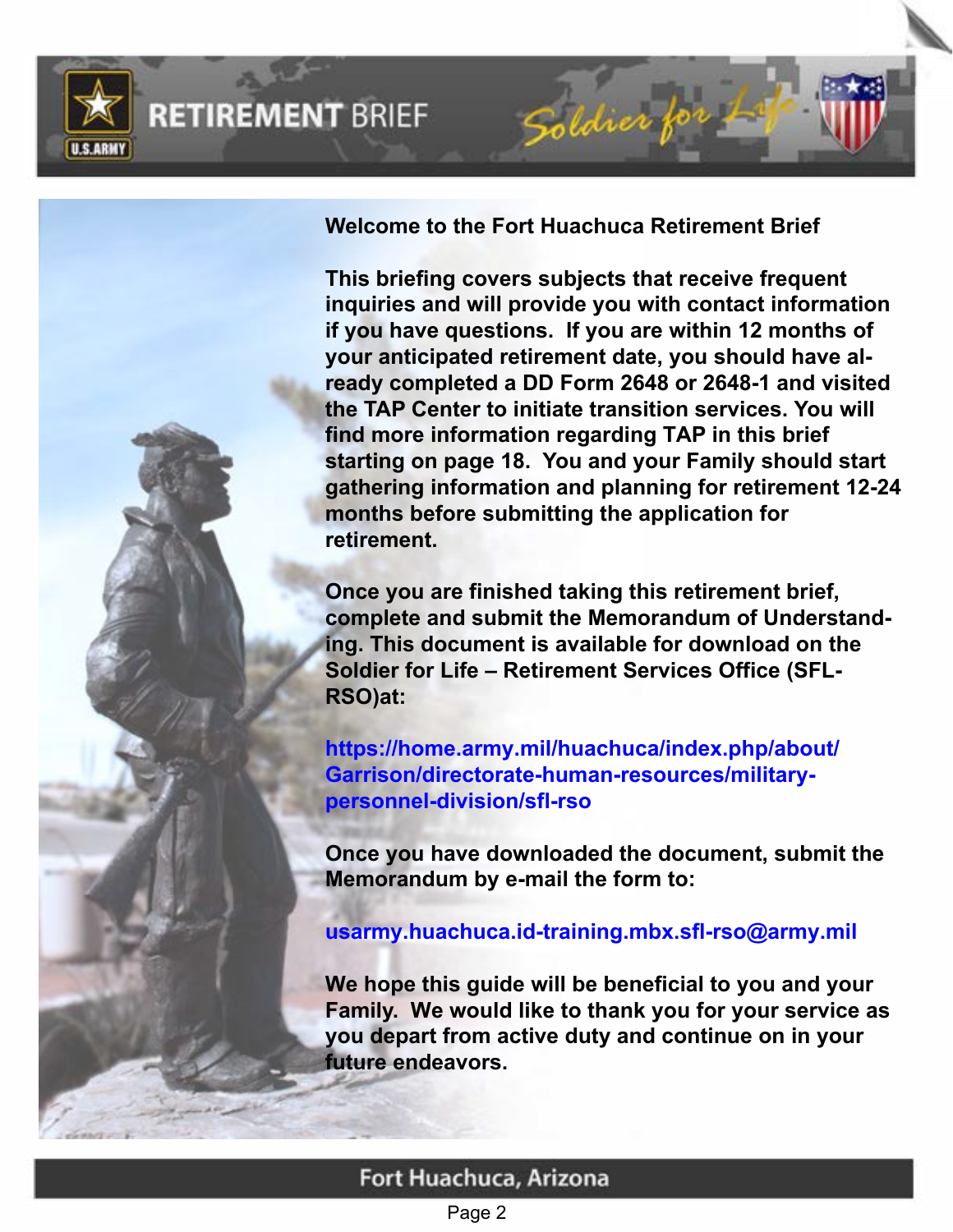Welcome to the Fort Huachuca Retirement Brief

This briefing covers subjects that receive frequent inquiries and will provide you with contact information if you have questions. If you are within 12 months of your anticipated retirement date, you should have already completed a DD Form 2648 or 2648-1 and visited the TAP Center to initiate transition services. You will find more information regarding TAP in this brief starting on page 18. You and your Family should start gathering information and planning for retirement 12-24 months before submitting the application for retirement.

Once you are finished taking this retirement brief, complete and submit the Memorandum of Understanding. This document is available for download on the Soldier for Life – Retirement Services Office (SFL-RSO)at:

https://home.army.mil/huachuca/index.php/about/Garrison/directorate-human-resources/military-personnel-division/sfl-rso

Once you have downloaded the document, submit the Memorandum by e-mail the form to:

usarmy.huachuca.id-training.mbx.sfl-rso@army.mil

We hope this guide will be beneficial to you and your Family. We would like to thank you for your service as you depart from active duty and continue on in your future endeavors.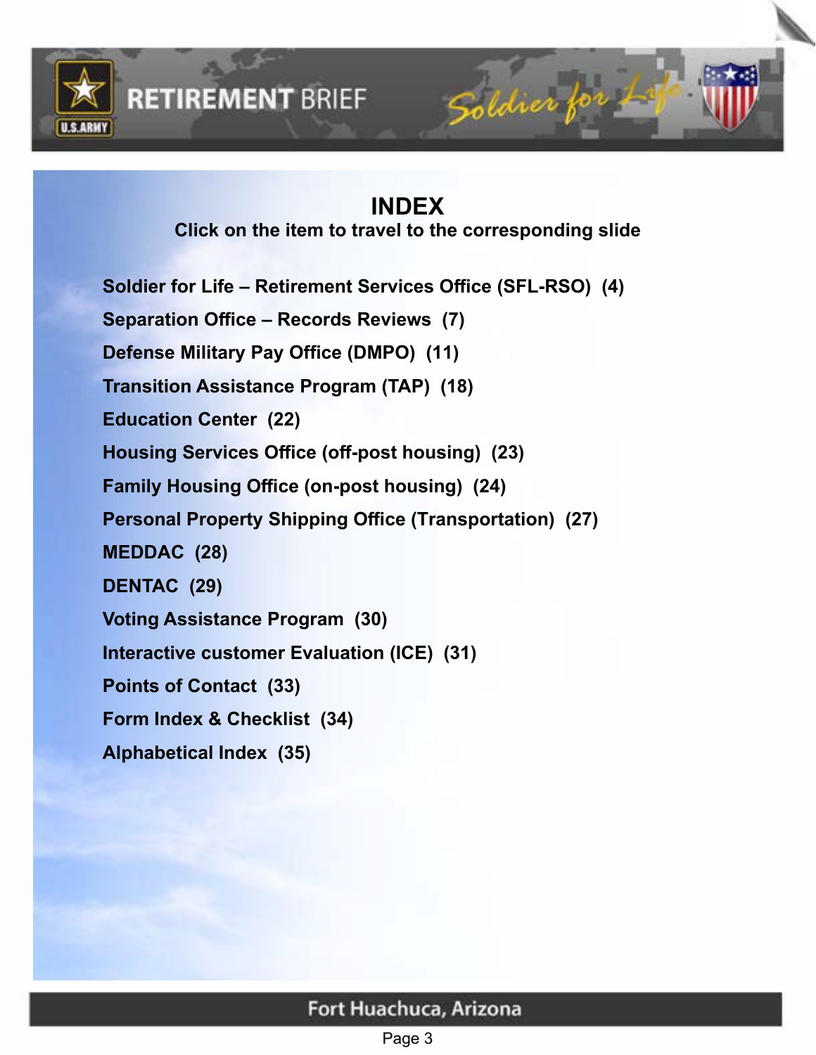# INDEX

**Click on the item to travel to the corresponding slide**

**Soldier for Life – Retirement Services Office (SFL-RSO) (4)**

**Separation Office – Records Reviews (7)**

**Defense Military Pay Office (DMPO) (11)**

**Transition Assistance Program (TAP) (18)**

**Education Center (22)**

**Housing Services Office (off-post housing) (23)**

**Family Housing Office (on-post housing) (24)**

**Personal Property Shipping Office (Transportation) (27)**

**MEDDAC (28)**

**DENTAC (29)**

**Voting Assistance Program (30)**

**Interactive customer Evaluation (ICE) (31)**

**Points of Contact (33)**

**Form Index & Checklist (34)**

**Alphabetical Index (35)**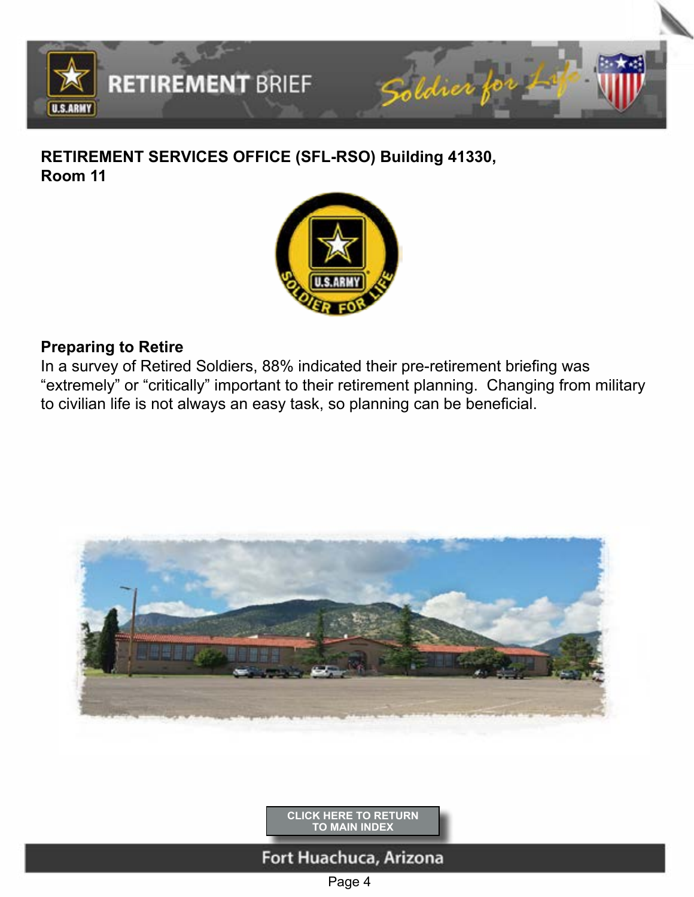**RETIREMENT SERVICES OFFICE (SFL-RSO) Building 41330, Room 11**

## Preparing to Retire

In a survey of Retired Soldiers, 88% indicated their pre-retirement briefing was “extremely” or “critically” important to their retirement planning. Changing from military to civilian life is not always an easy task, so planning can be beneficial.

CLICK HERE TO RETURN TO MAIN INDEX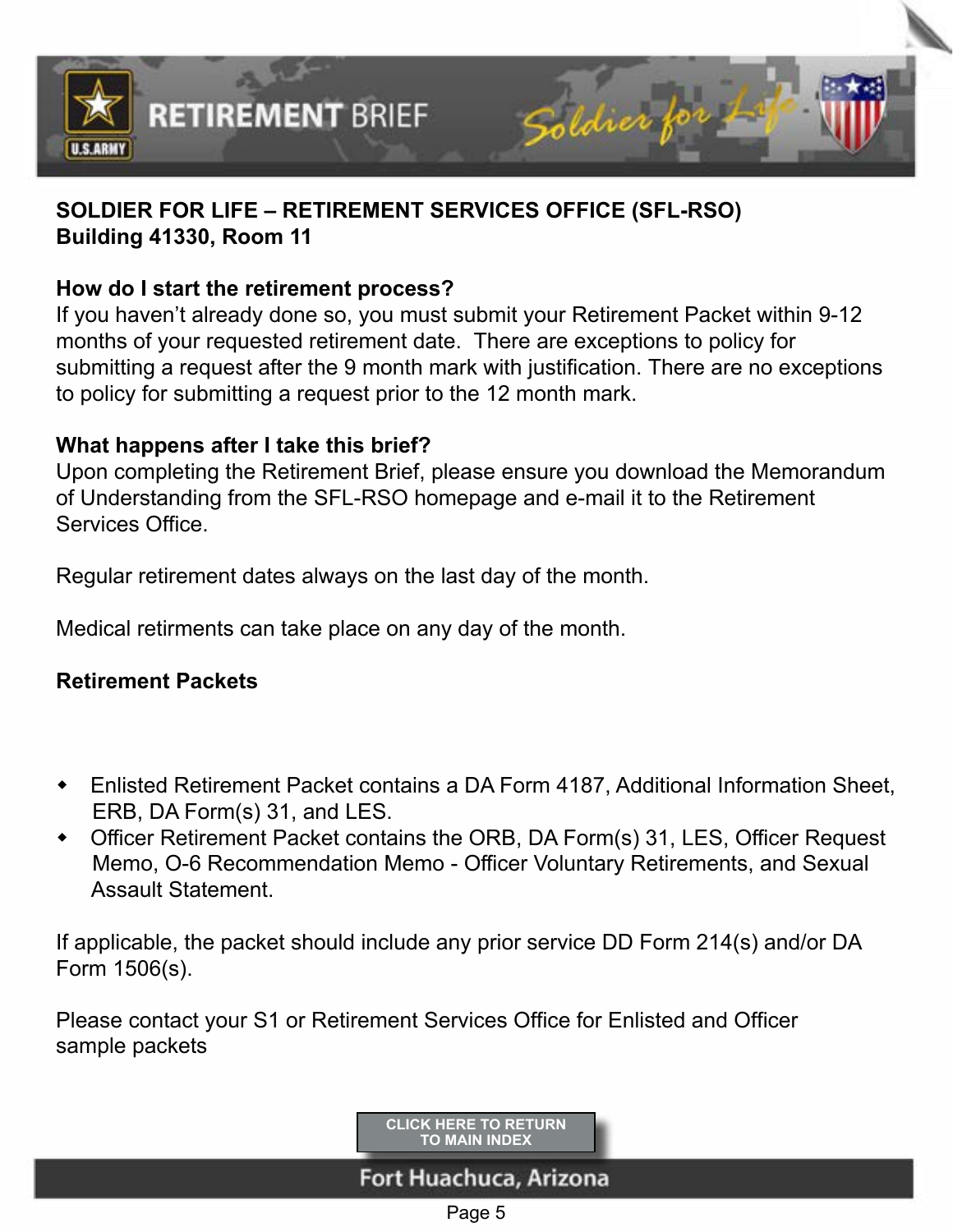**SOLDIER FOR LIFE – RETIREMENT SERVICES OFFICE (SFL-RSO)**
**Building 41330, Room 11**

**How do I start the retirement process?**

If you haven't already done so, you must submit your Retirement Packet within 9-12 months of your requested retirement date. There are exceptions to policy for submitting a request after the 9 month mark with justification. There are no exceptions to policy for submitting a request prior to the 12 month mark.

**What happens after I take this brief?**

Upon completing the Retirement Brief, please ensure you download the Memorandum of Understanding from the SFL-RSO homepage and e-mail it to the Retirement Services Office.

Regular retirement dates always on the last day of the month.

Medical retirments can take place on any day of the month.

**Retirement Packets**

- Enlisted Retirement Packet contains a DA Form 4187, Additional Information Sheet, ERB, DA Form(s) 31, and LES.
- Officer Retirement Packet contains the ORB, DA Form(s) 31, LES, Officer Request Memo, O-6 Recommendation Memo - Officer Voluntary Retirements, and Sexual Assault Statement.

If applicable, the packet should include any prior service DD Form 214(s) and/or DA Form 1506(s).

Please contact your S1 or Retirement Services Office for Enlisted and Officer sample packets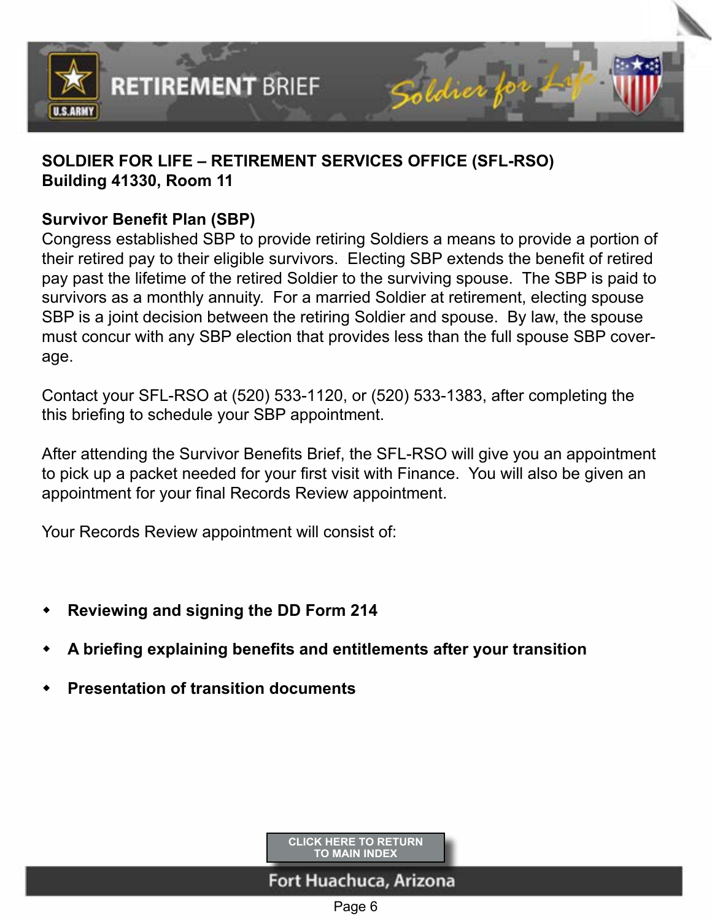**SOLDIER FOR LIFE – RETIREMENT SERVICES OFFICE (SFL-RSO)**
**Building 41330, Room 11**

**Survivor Benefit Plan (SBP)**
Congress established SBP to provide retiring Soldiers a means to provide a portion of their retired pay to their eligible survivors. Electing SBP extends the benefit of retired pay past the lifetime of the retired Soldier to the surviving spouse. The SBP is paid to survivors as a monthly annuity. For a married Soldier at retirement, electing spouse SBP is a joint decision between the retiring Soldier and spouse. By law, the spouse must concur with any SBP election that provides less than the full spouse SBP coverage.

Contact your SFL-RSO at (520) 533-1120, or (520) 533-1383, after completing the this briefing to schedule your SBP appointment.

After attending the Survivor Benefits Brief, the SFL-RSO will give you an appointment to pick up a packet needed for your first visit with Finance. You will also be given an appointment for your final Records Review appointment.

Your Records Review appointment will consist of:

- **Reviewing and signing the DD Form 214**
- **A briefing explaining benefits and entitlements after your transition**
- **Presentation of transition documents**

CLICK HERE TO RETURN TO MAIN INDEX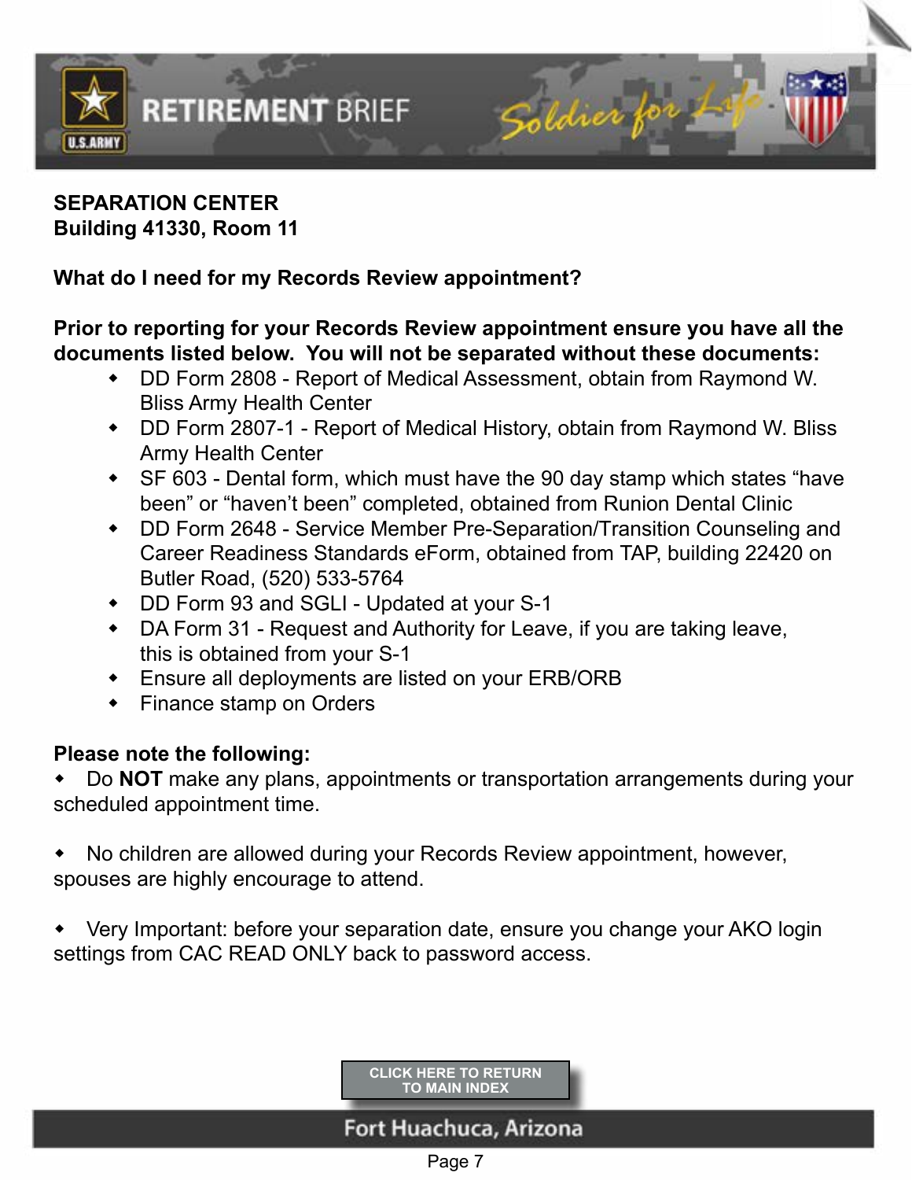**SEPARATION CENTER**
**Building 41330, Room 11**

**What do I need for my Records Review appointment?**

**Prior to reporting for your Records Review appointment ensure you have all the documents listed below. You will not be separated without these documents:**

- DD Form 2808 - Report of Medical Assessment, obtain from Raymond W. Bliss Army Health Center
- DD Form 2807-1 - Report of Medical History, obtain from Raymond W. Bliss Army Health Center
- SF 603 - Dental form, which must have the 90 day stamp which states "have been" or "haven't been" completed, obtained from Runion Dental Clinic
- DD Form 2648 - Service Member Pre-Separation/Transition Counseling and Career Readiness Standards eForm, obtained from TAP, building 22420 on Butler Road, (520) 533-5764
- DD Form 93 and SGLI - Updated at your S-1
- DA Form 31 - Request and Authority for Leave, if you are taking leave, this is obtained from your S-1
- Ensure all deployments are listed on your ERB/ORB
- Finance stamp on Orders

**Please note the following:**

- Do **NOT** make any plans, appointments or transportation arrangements during your scheduled appointment time.

- No children are allowed during your Records Review appointment, however, spouses are highly encourage to attend.

- Very Important: before your separation date, ensure you change your AKO login settings from CAC READ ONLY back to password access.

CLICK HERE TO RETURN TO MAIN INDEX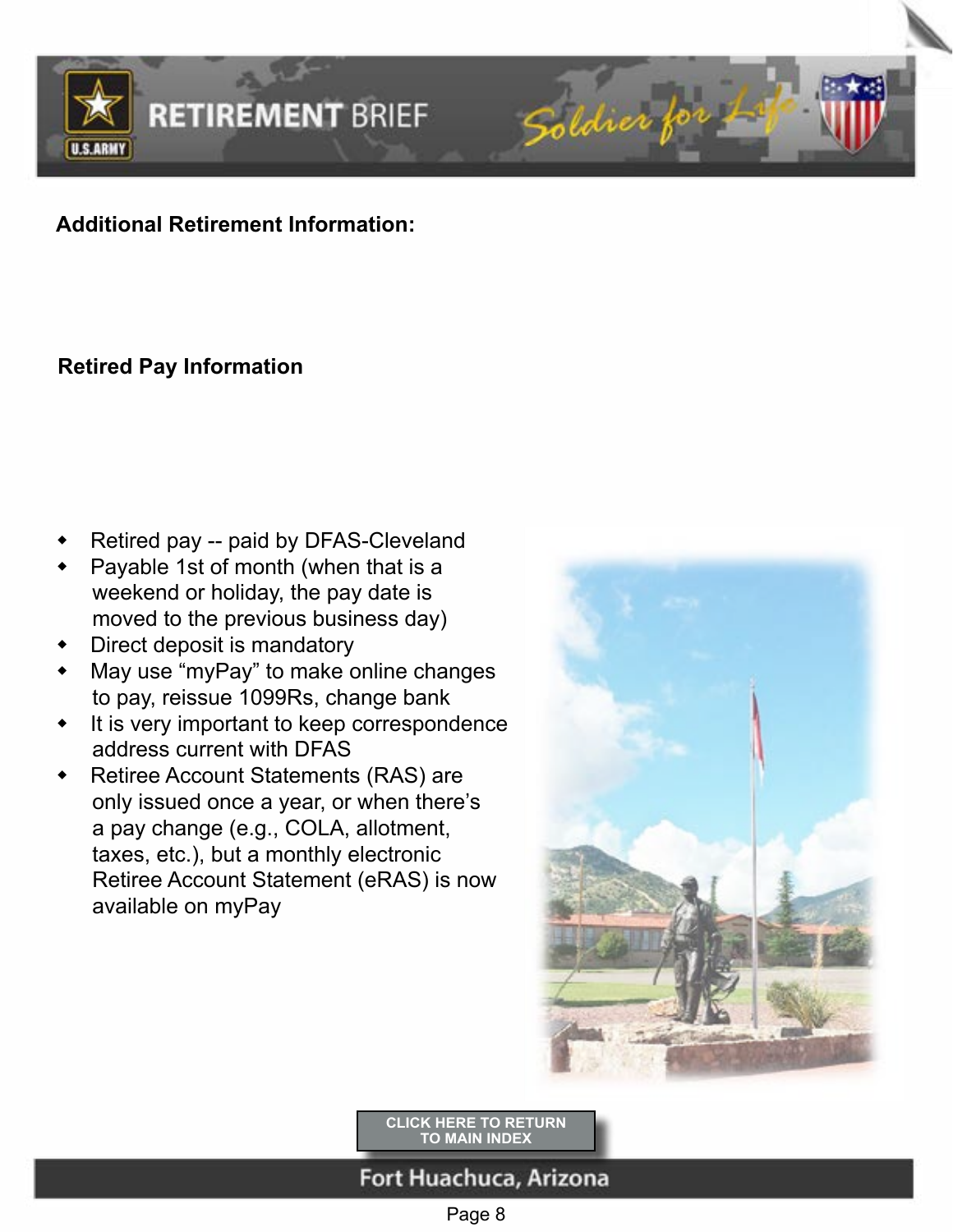## Additional Retirement Information:

### Retired Pay Information

- Retired pay -- paid by DFAS-Cleveland
- Payable 1st of month (when that is a weekend or holiday, the pay date is moved to the previous business day)
- Direct deposit is mandatory
- May use "myPay" to make online changes to pay, reissue 1099Rs, change bank
- It is very important to keep correspondence address current with DFAS
- Retiree Account Statements (RAS) are only issued once a year, or when there's a pay change (e.g., COLA, allotment, taxes, etc.), but a monthly electronic Retiree Account Statement (eRAS) is now available on myPay

CLICK HERE TO RETURN TO MAIN INDEX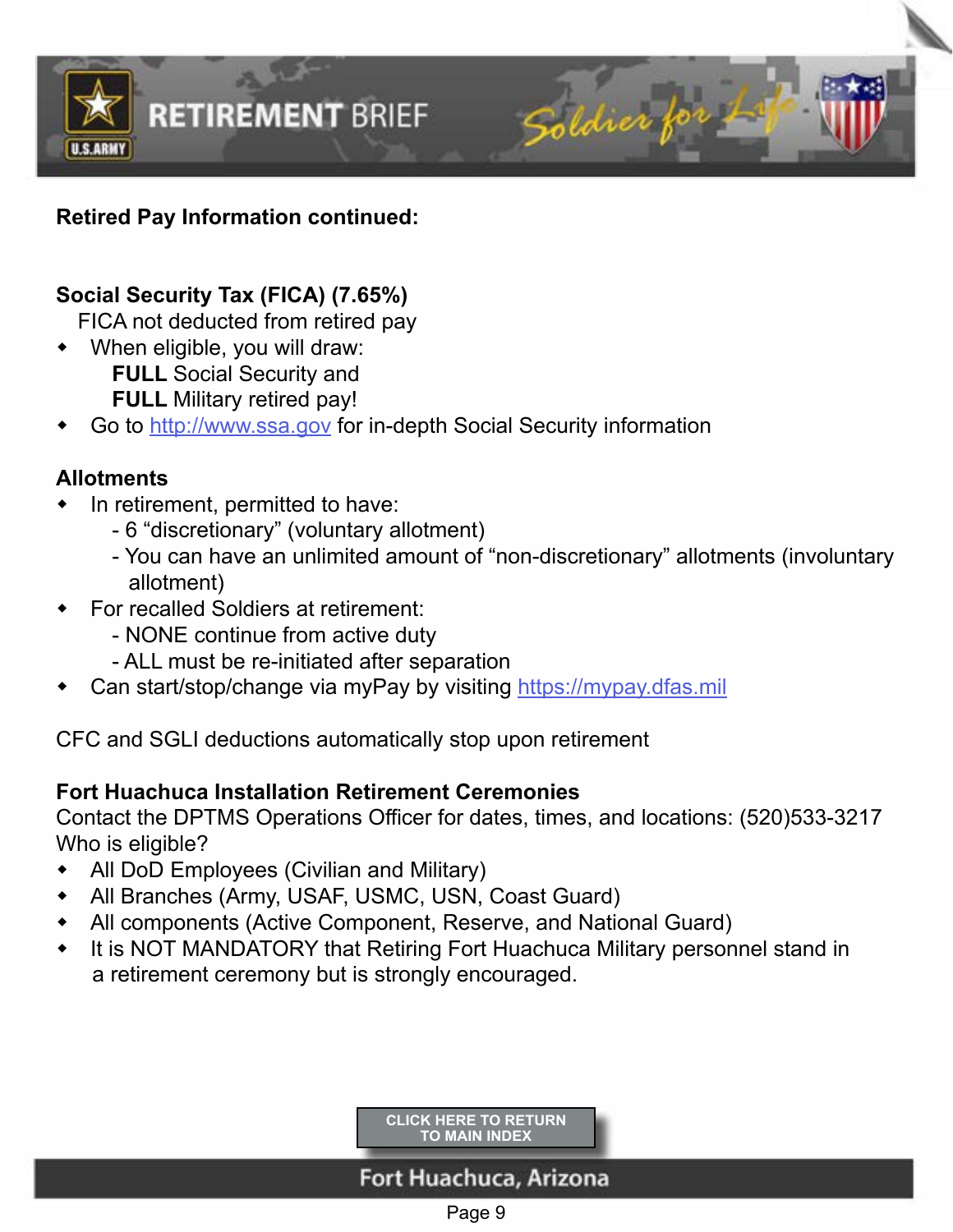**Retired Pay Information continued:**

**Social Security Tax (FICA) (7.65%)**

FICA not deducted from retired pay

- When eligible, you will draw:
  **FULL** Social Security and
  **FULL** Military retired pay!
- Go to http://www.ssa.gov for in-depth Social Security information

**Allotments**

- In retirement, permitted to have:
  - 6 "discretionary" (voluntary allotment)
  - You can have an unlimited amount of "non-discretionary" allotments (involuntary allotment)
- For recalled Soldiers at retirement:
  - NONE continue from active duty
  - ALL must be re-initiated after separation
- Can start/stop/change via myPay by visiting https://mypay.dfas.mil

CFC and SGLI deductions automatically stop upon retirement

**Fort Huachuca Installation Retirement Ceremonies**

Contact the DPTMS Operations Officer for dates, times, and locations: (520)533-3217

Who is eligible?

- All DoD Employees (Civilian and Military)
- All Branches (Army, USAF, USMC, USN, Coast Guard)
- All components (Active Component, Reserve, and National Guard)
- It is NOT MANDATORY that Retiring Fort Huachuca Military personnel stand in a retirement ceremony but is strongly encouraged.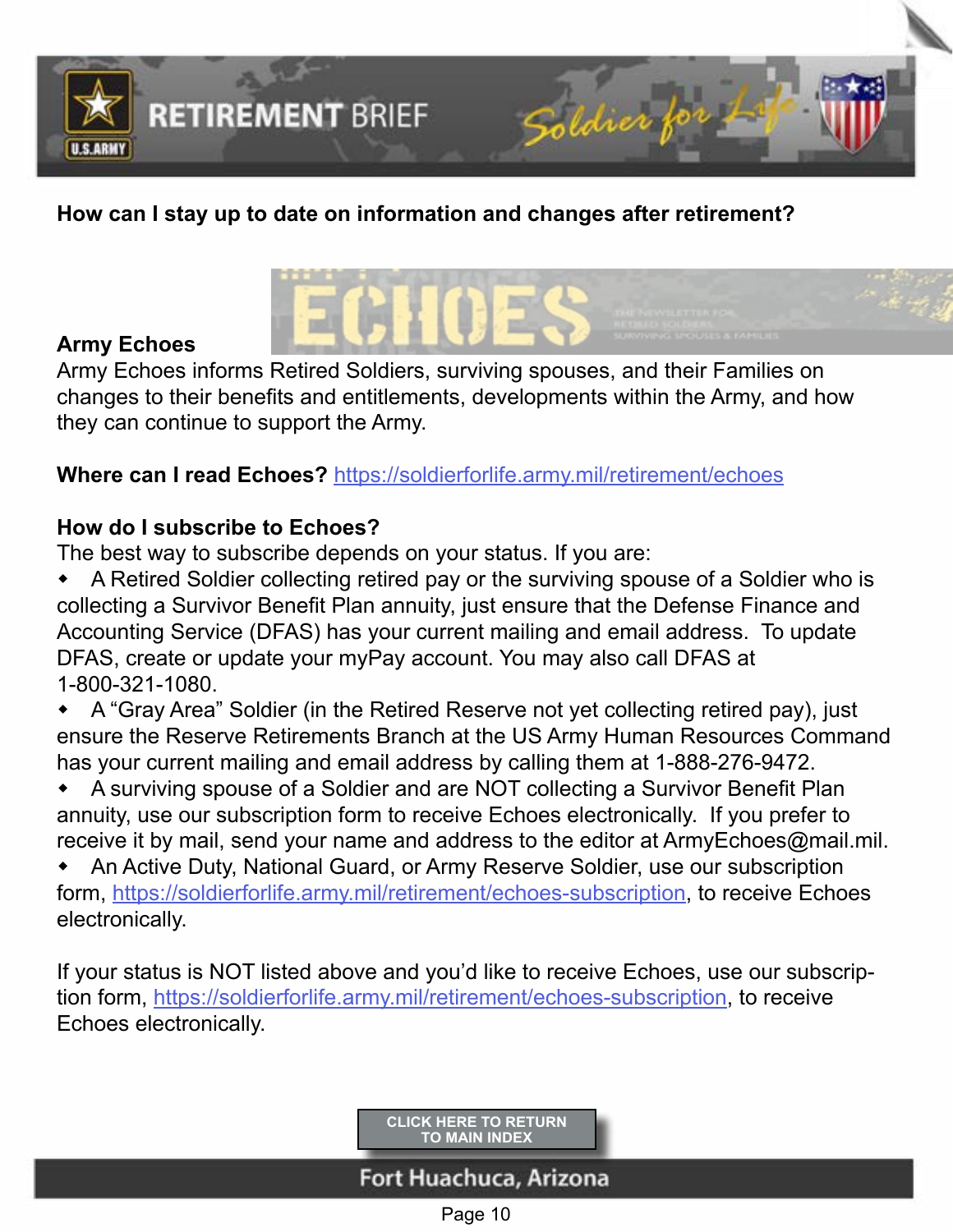**How can I stay up to date on information and changes after retirement?**

**Army Echoes**

Army Echoes informs Retired Soldiers, surviving spouses, and their Families on changes to their benefits and entitlements, developments within the Army, and how they can continue to support the Army.

**Where can I read Echoes?** https://soldierforlife.army.mil/retirement/echoes

**How do I subscribe to Echoes?**

The best way to subscribe depends on your status. If you are:

- A Retired Soldier collecting retired pay or the surviving spouse of a Soldier who is collecting a Survivor Benefit Plan annuity, just ensure that the Defense Finance and Accounting Service (DFAS) has your current mailing and email address. To update DFAS, create or update your myPay account. You may also call DFAS at 1-800-321-1080.
- A "Gray Area" Soldier (in the Retired Reserve not yet collecting retired pay), just ensure the Reserve Retirements Branch at the US Army Human Resources Command has your current mailing and email address by calling them at 1-888-276-9472.
- A surviving spouse of a Soldier and are NOT collecting a Survivor Benefit Plan annuity, use our subscription form to receive Echoes electronically. If you prefer to receive it by mail, send your name and address to the editor at ArmyEchoes@mail.mil.
- An Active Duty, National Guard, or Army Reserve Soldier, use our subscription form, https://soldierforlife.army.mil/retirement/echoes-subscription, to receive Echoes electronically.

If your status is NOT listed above and you'd like to receive Echoes, use our subscription form, https://soldierforlife.army.mil/retirement/echoes-subscription, to receive Echoes electronically.

CLICK HERE TO RETURN TO MAIN INDEX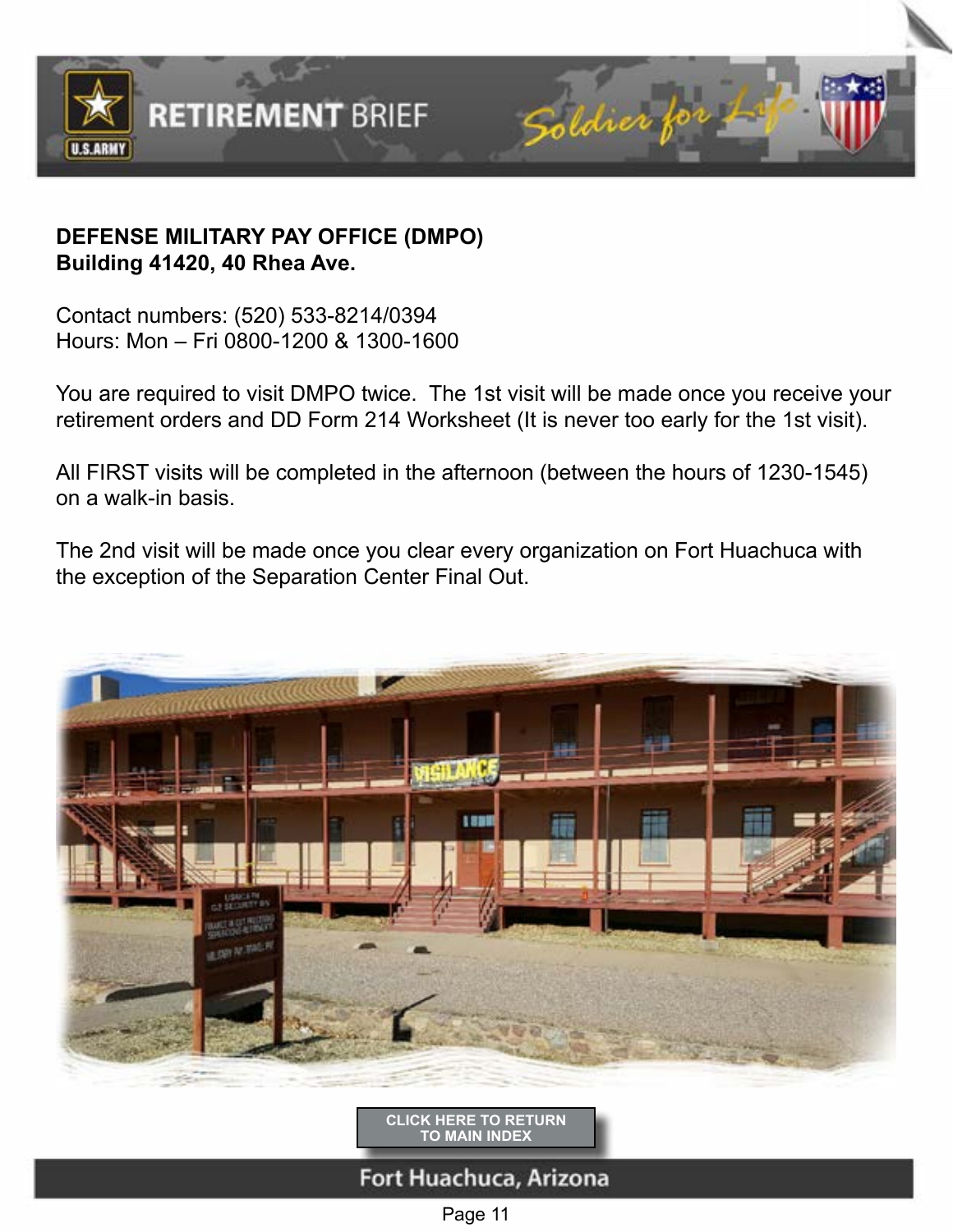**DEFENSE MILITARY PAY OFFICE (DMPO)**
**Building 41420, 40 Rhea Ave.**

Contact numbers: (520) 533-8214/0394
Hours: Mon – Fri 0800-1200 & 1300-1600

You are required to visit DMPO twice. The 1st visit will be made once you receive your retirement orders and DD Form 214 Worksheet (It is never too early for the 1st visit).

All FIRST visits will be completed in the afternoon (between the hours of 1230-1545) on a walk-in basis.

The 2nd visit will be made once you clear every organization on Fort Huachuca with the exception of the Separation Center Final Out.

CLICK HERE TO RETURN TO MAIN INDEX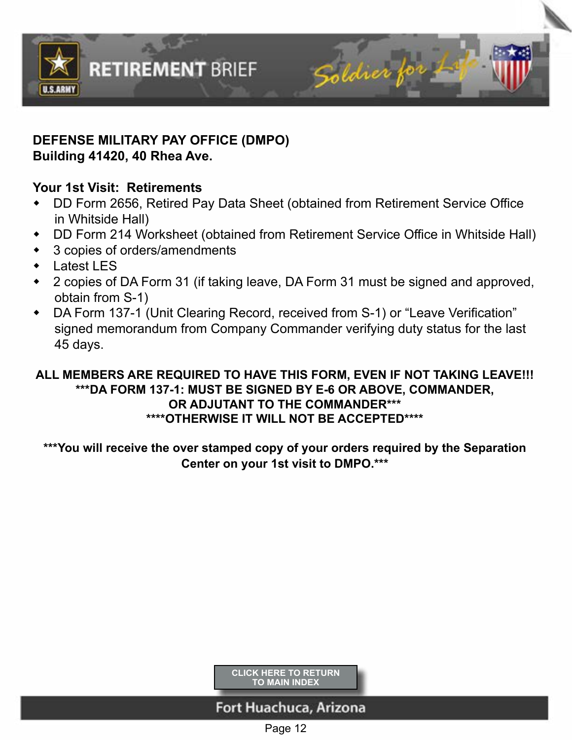**DEFENSE MILITARY PAY OFFICE (DMPO)**
**Building 41420, 40 Rhea Ave.**

**Your 1st Visit: Retirements**

- DD Form 2656, Retired Pay Data Sheet (obtained from Retirement Service Office in Whitside Hall)
- DD Form 214 Worksheet (obtained from Retirement Service Office in Whitside Hall)
- 3 copies of orders/amendments
- Latest LES
- 2 copies of DA Form 31 (if taking leave, DA Form 31 must be signed and approved, obtain from S-1)
- DA Form 137-1 (Unit Clearing Record, received from S-1) or "Leave Verification" signed memorandum from Company Commander verifying duty status for the last 45 days.

**ALL MEMBERS ARE REQUIRED TO HAVE THIS FORM, EVEN IF NOT TAKING LEAVE!!!**
**\*\*\*DA FORM 137-1: MUST BE SIGNED BY E-6 OR ABOVE, COMMANDER, OR ADJUTANT TO THE COMMANDER\*\*\***
**\*\*\*\*OTHERWISE IT WILL NOT BE ACCEPTED\*\*\*\***

**\*\*\*You will receive the over stamped copy of your orders required by the Separation Center on your 1st visit to DMPO.\*\*\***

CLICK HERE TO RETURN TO MAIN INDEX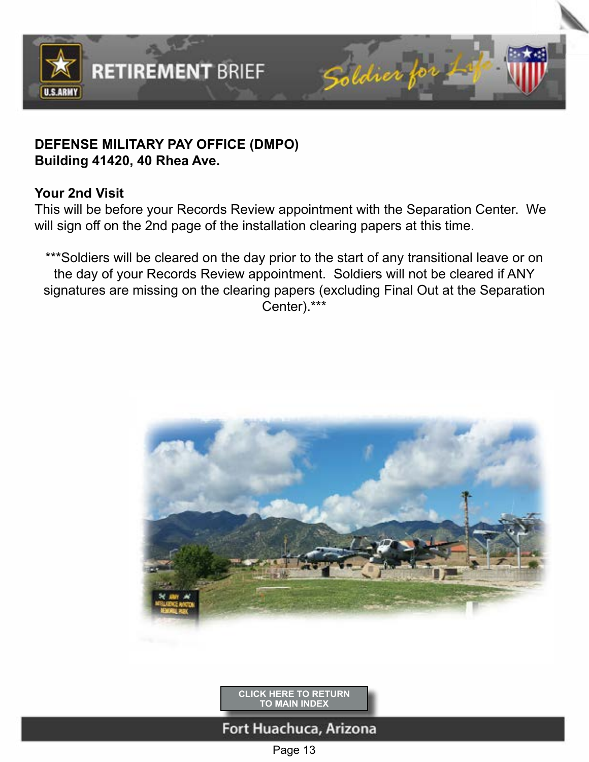**DEFENSE MILITARY PAY OFFICE (DMPO)**
**Building 41420, 40 Rhea Ave.**

**Your 2nd Visit**
This will be before your Records Review appointment with the Separation Center. We will sign off on the 2nd page of the installation clearing papers at this time.

***Soldiers will be cleared on the day prior to the start of any transitional leave or on the day of your Records Review appointment. Soldiers will not be cleared if ANY signatures are missing on the clearing papers (excluding Final Out at the Separation Center).***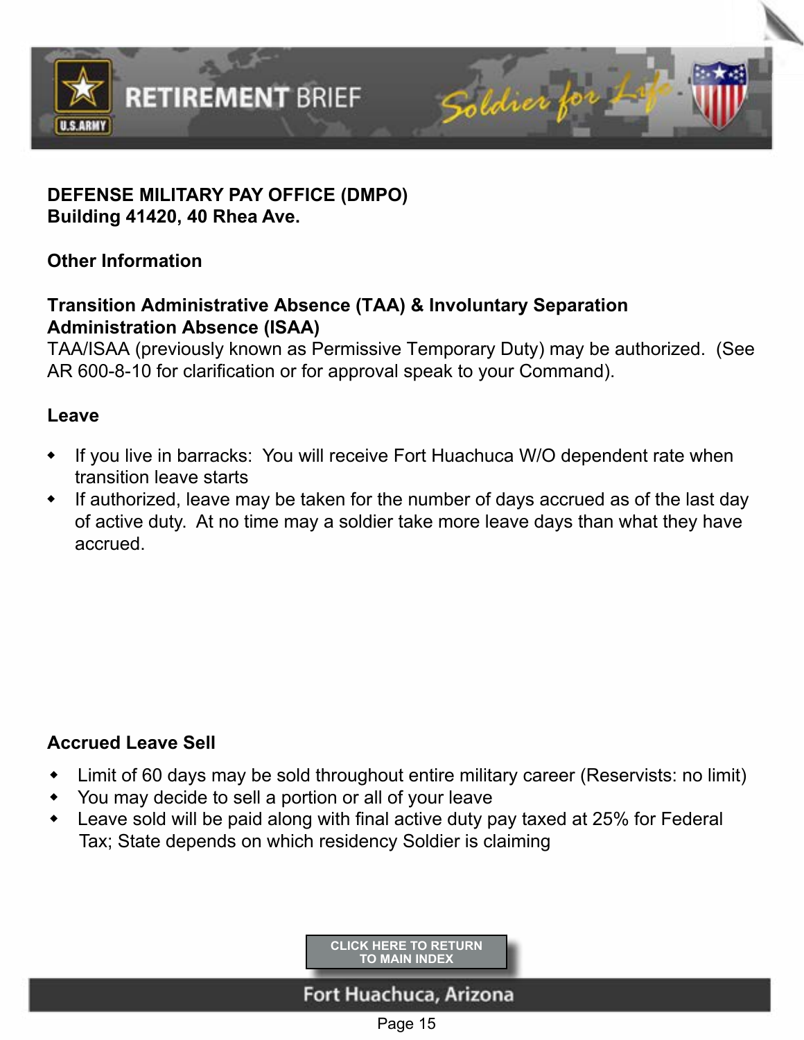**DEFENSE MILITARY PAY OFFICE (DMPO)**
**Building 41420, 40 Rhea Ave.**

**Other Information**

**Transition Administrative Absence (TAA) & Involuntary Separation Administration Absence (ISAA)**
TAA/ISAA (previously known as Permissive Temporary Duty) may be authorized. (See AR 600-8-10 for clarification or for approval speak to your Command).

**Leave**

- If you live in barracks: You will receive Fort Huachuca W/O dependent rate when transition leave starts
- If authorized, leave may be taken for the number of days accrued as of the last day of active duty. At no time may a soldier take more leave days than what they have accrued.

**Accrued Leave Sell**

- Limit of 60 days may be sold throughout entire military career (Reservists: no limit)
- You may decide to sell a portion or all of your leave
- Leave sold will be paid along with final active duty pay taxed at 25% for Federal Tax; State depends on which residency Soldier is claiming

CLICK HERE TO RETURN TO MAIN INDEX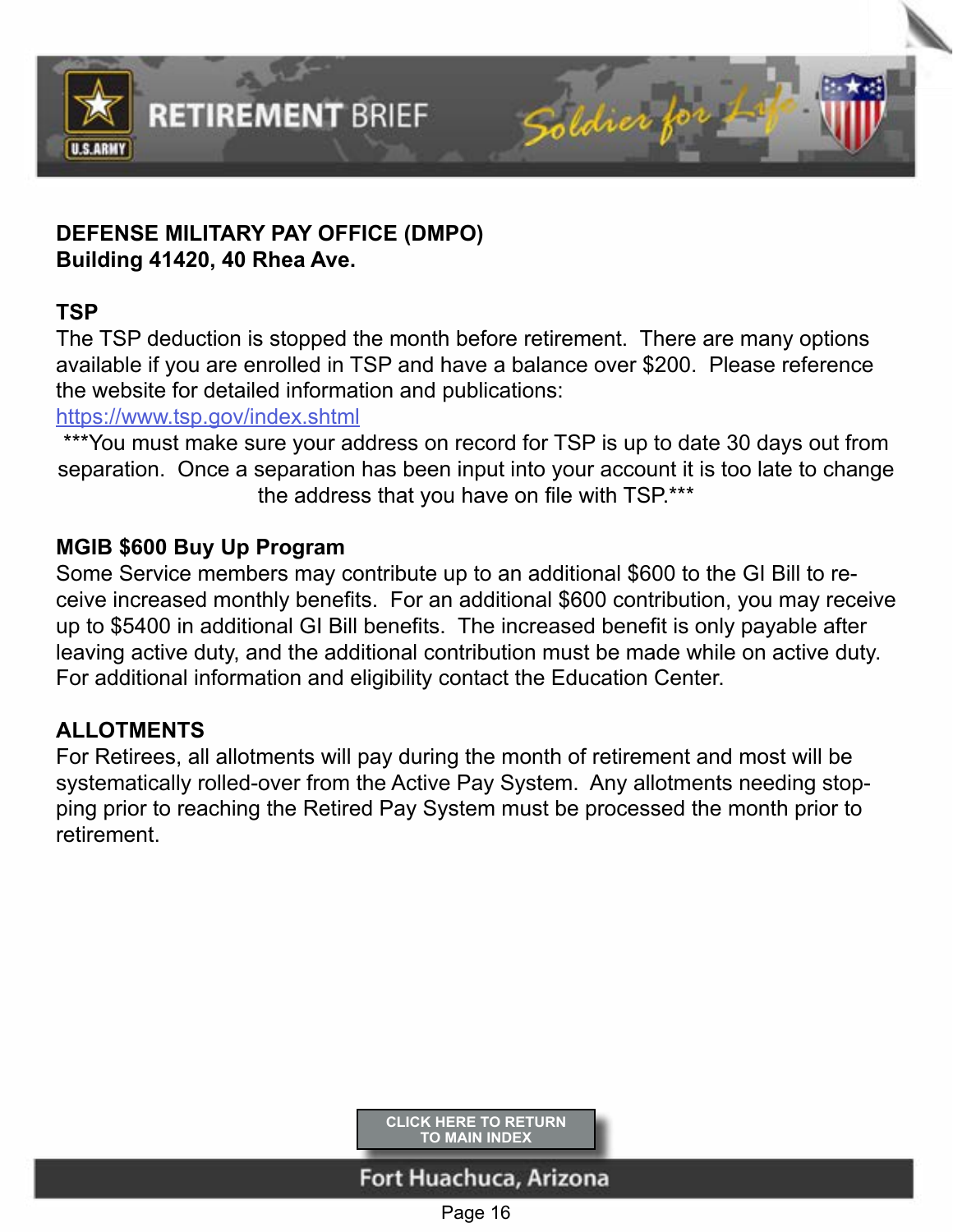**DEFENSE MILITARY PAY OFFICE (DMPO)**
**Building 41420, 40 Rhea Ave.**

**TSP**

The TSP deduction is stopped the month before retirement. There are many options available if you are enrolled in TSP and have a balance over $200. Please reference the website for detailed information and publications:
https://www.tsp.gov/index.shtml

***You must make sure your address on record for TSP is up to date 30 days out from separation. Once a separation has been input into your account it is too late to change the address that you have on file with TSP.***

**MGIB $600 Buy Up Program**

Some Service members may contribute up to an additional $600 to the GI Bill to receive increased monthly benefits. For an additional $600 contribution, you may receive up to $5400 in additional GI Bill benefits. The increased benefit is only payable after leaving active duty, and the additional contribution must be made while on active duty. For additional information and eligibility contact the Education Center.

**ALLOTMENTS**

For Retirees, all allotments will pay during the month of retirement and most will be systematically rolled-over from the Active Pay System. Any allotments needing stopping prior to reaching the Retired Pay System must be processed the month prior to retirement.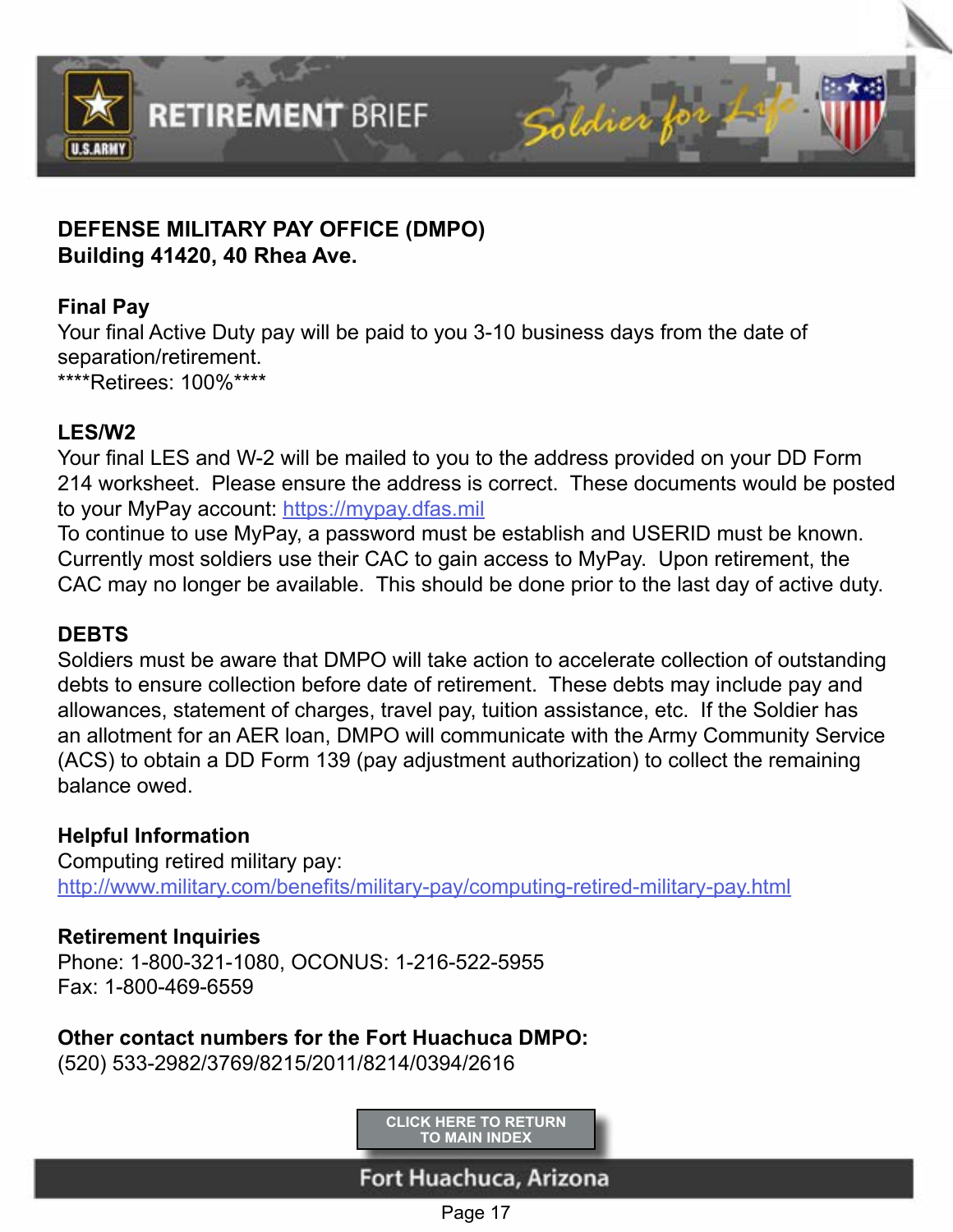## DEFENSE MILITARY PAY OFFICE (DMPO)
## Building 41420, 40 Rhea Ave.

### Final Pay

Your final Active Duty pay will be paid to you 3-10 business days from the date of separation/retirement.
****Retirees: 100%****

### LES/W2

Your final LES and W-2 will be mailed to you to the address provided on your DD Form 214 worksheet. Please ensure the address is correct. These documents would be posted to your MyPay account: https://mypay.dfas.mil
To continue to use MyPay, a password must be establish and USERID must be known. Currently most soldiers use their CAC to gain access to MyPay. Upon retirement, the CAC may no longer be available. This should be done prior to the last day of active duty.

### DEBTS

Soldiers must be aware that DMPO will take action to accelerate collection of outstanding debts to ensure collection before date of retirement. These debts may include pay and allowances, statement of charges, travel pay, tuition assistance, etc. If the Soldier has an allotment for an AER loan, DMPO will communicate with the Army Community Service (ACS) to obtain a DD Form 139 (pay adjustment authorization) to collect the remaining balance owed.

### Helpful Information

Computing retired military pay:
http://www.military.com/benefits/military-pay/computing-retired-military-pay.html

### Retirement Inquiries

Phone: 1-800-321-1080, OCONUS: 1-216-522-5955
Fax: 1-800-469-6559

### Other contact numbers for the Fort Huachuca DMPO:

(520) 533-2982/3769/8215/2011/8214/0394/2616

CLICK HERE TO RETURN TO MAIN INDEX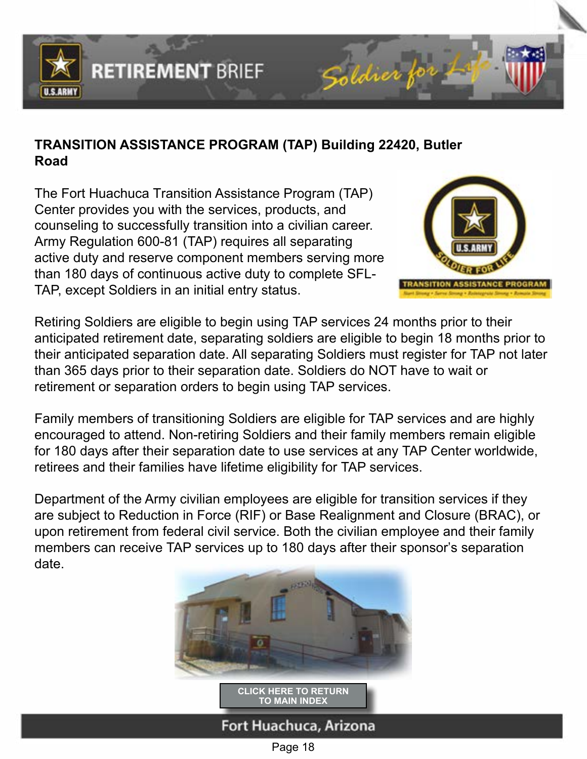**TRANSITION ASSISTANCE PROGRAM (TAP) Building 22420, Butler Road**

The Fort Huachuca Transition Assistance Program (TAP) Center provides you with the services, products, and counseling to successfully transition into a civilian career. Army Regulation 600-81 (TAP) requires all separating active duty and reserve component members serving more than 180 days of continuous active duty to complete SFL-TAP, except Soldiers in an initial entry status.

Retiring Soldiers are eligible to begin using TAP services 24 months prior to their anticipated retirement date, separating soldiers are eligible to begin 18 months prior to their anticipated separation date. All separating Soldiers must register for TAP not later than 365 days prior to their separation date. Soldiers do NOT have to wait or retirement or separation orders to begin using TAP services.

Family members of transitioning Soldiers are eligible for TAP services and are highly encouraged to attend. Non-retiring Soldiers and their family members remain eligible for 180 days after their separation date to use services at any TAP Center worldwide, retirees and their families have lifetime eligibility for TAP services.

Department of the Army civilian employees are eligible for transition services if they are subject to Reduction in Force (RIF) or Base Realignment and Closure (BRAC), or upon retirement from federal civil service. Both the civilian employee and their family members can receive TAP services up to 180 days after their sponsor's separation date.

CLICK HERE TO RETURN TO MAIN INDEX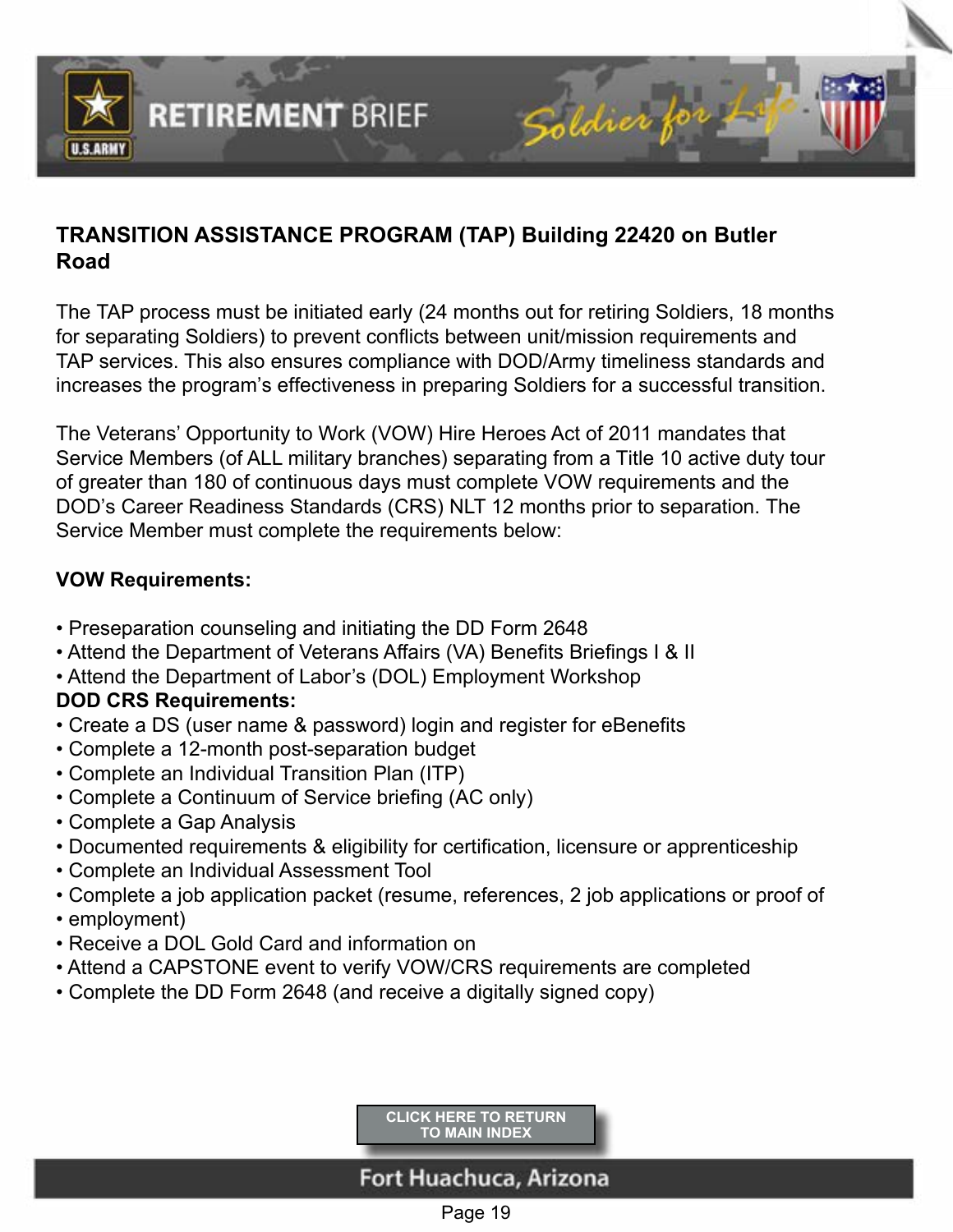## TRANSITION ASSISTANCE PROGRAM (TAP) Building 22420 on Butler Road

The TAP process must be initiated early (24 months out for retiring Soldiers, 18 months for separating Soldiers) to prevent conflicts between unit/mission requirements and TAP services. This also ensures compliance with DOD/Army timeliness standards and increases the program's effectiveness in preparing Soldiers for a successful transition.

The Veterans' Opportunity to Work (VOW) Hire Heroes Act of 2011 mandates that Service Members (of ALL military branches) separating from a Title 10 active duty tour of greater than 180 of continuous days must complete VOW requirements and the DOD's Career Readiness Standards (CRS) NLT 12 months prior to separation. The Service Member must complete the requirements below:

**VOW Requirements:**

- Preseparation counseling and initiating the DD Form 2648
- Attend the Department of Veterans Affairs (VA) Benefits Briefings I & II
- Attend the Department of Labor's (DOL) Employment Workshop

**DOD CRS Requirements:**

- Create a DS (user name & password) login and register for eBenefits
- Complete a 12-month post-separation budget
- Complete an Individual Transition Plan (ITP)
- Complete a Continuum of Service briefing (AC only)
- Complete a Gap Analysis
- Documented requirements & eligibility for certification, licensure or apprenticeship
- Complete an Individual Assessment Tool
- Complete a job application packet (resume, references, 2 job applications or proof of
- employment)
- Receive a DOL Gold Card and information on
- Attend a CAPSTONE event to verify VOW/CRS requirements are completed
- Complete the DD Form 2648 (and receive a digitally signed copy)

CLICK HERE TO RETURN TO MAIN INDEX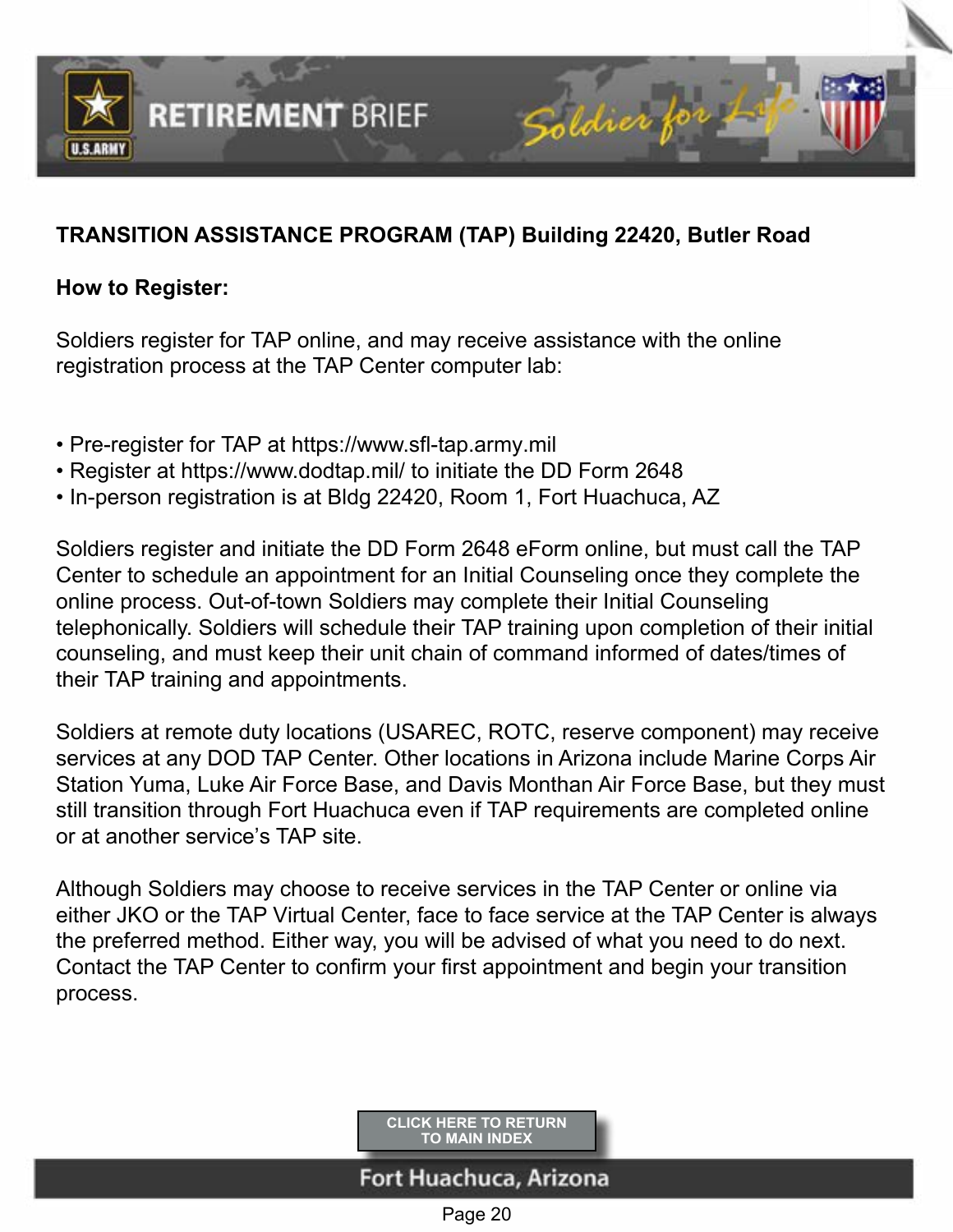**TRANSITION ASSISTANCE PROGRAM (TAP) Building 22420, Butler Road**

**How to Register:**

Soldiers register for TAP online, and may receive assistance with the online registration process at the TAP Center computer lab:

- Pre-register for TAP at https://www.sfl-tap.army.mil
- Register at https://www.dodtap.mil/ to initiate the DD Form 2648
- In-person registration is at Bldg 22420, Room 1, Fort Huachuca, AZ

Soldiers register and initiate the DD Form 2648 eForm online, but must call the TAP Center to schedule an appointment for an Initial Counseling once they complete the online process. Out-of-town Soldiers may complete their Initial Counseling telephonically. Soldiers will schedule their TAP training upon completion of their initial counseling, and must keep their unit chain of command informed of dates/times of their TAP training and appointments.

Soldiers at remote duty locations (USAREC, ROTC, reserve component) may receive services at any DOD TAP Center. Other locations in Arizona include Marine Corps Air Station Yuma, Luke Air Force Base, and Davis Monthan Air Force Base, but they must still transition through Fort Huachuca even if TAP requirements are completed online or at another service's TAP site.

Although Soldiers may choose to receive services in the TAP Center or online via either JKO or the TAP Virtual Center, face to face service at the TAP Center is always the preferred method. Either way, you will be advised of what you need to do next. Contact the TAP Center to confirm your first appointment and begin your transition process.

CLICK HERE TO RETURN TO MAIN INDEX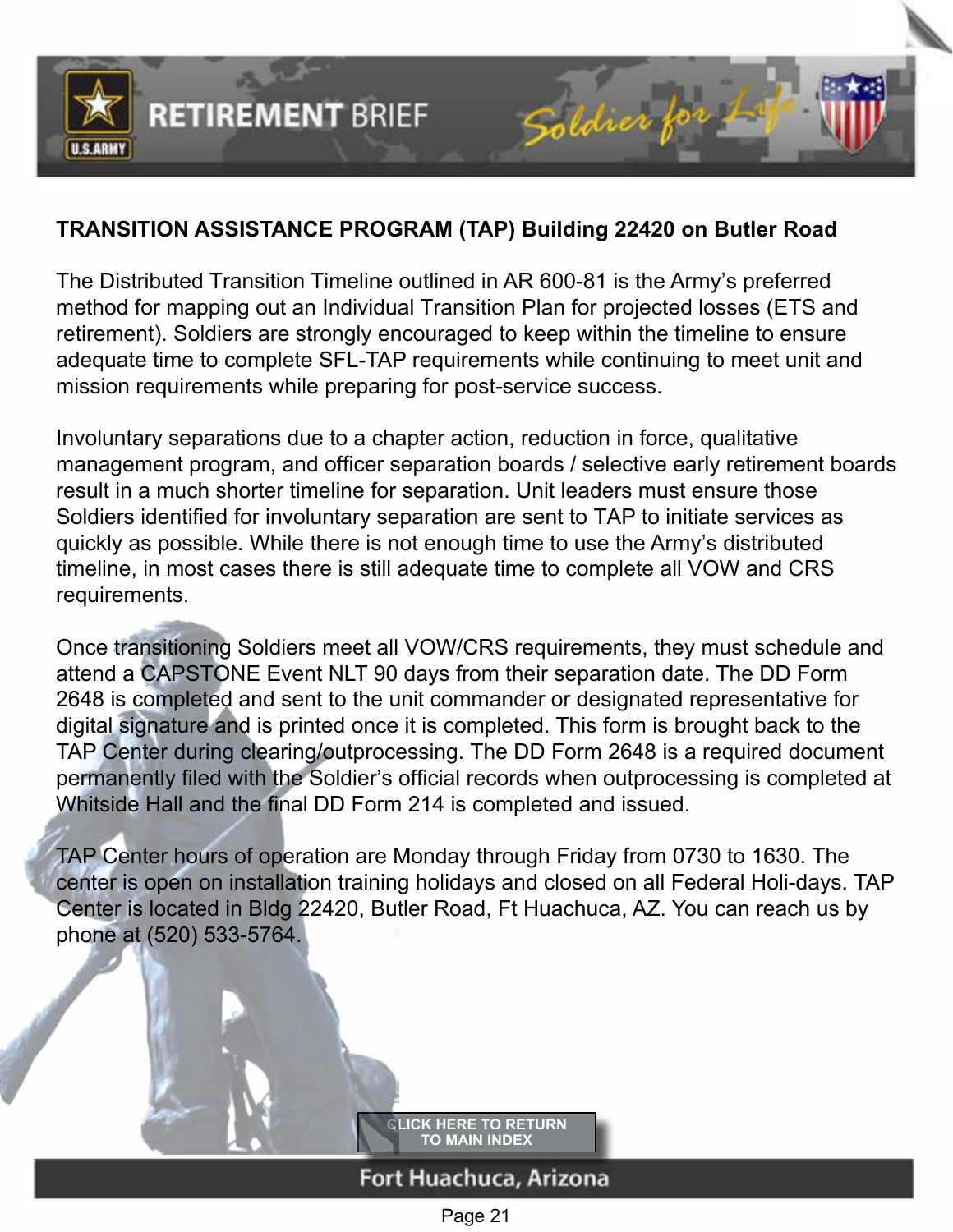## TRANSITION ASSISTANCE PROGRAM (TAP) Building 22420 on Butler Road

The Distributed Transition Timeline outlined in AR 600-81 is the Army's preferred method for mapping out an Individual Transition Plan for projected losses (ETS and retirement). Soldiers are strongly encouraged to keep within the timeline to ensure adequate time to complete SFL-TAP requirements while continuing to meet unit and mission requirements while preparing for post-service success.

Involuntary separations due to a chapter action, reduction in force, qualitative management program, and officer separation boards / selective early retirement boards result in a much shorter timeline for separation. Unit leaders must ensure those Soldiers identified for involuntary separation are sent to TAP to initiate services as quickly as possible. While there is not enough time to use the Army's distributed timeline, in most cases there is still adequate time to complete all VOW and CRS requirements.

Once transitioning Soldiers meet all VOW/CRS requirements, they must schedule and attend a CAPSTONE Event NLT 90 days from their separation date. The DD Form 2648 is completed and sent to the unit commander or designated representative for digital signature and is printed once it is completed. This form is brought back to the TAP Center during clearing/outprocessing. The DD Form 2648 is a required document permanently filed with the Soldier's official records when outprocessing is completed at Whitside Hall and the final DD Form 214 is completed and issued.

TAP Center hours of operation are Monday through Friday from 0730 to 1630. The center is open on installation training holidays and closed on all Federal Holi-days. TAP Center is located in Bldg 22420, Butler Road, Ft Huachuca, AZ. You can reach us by phone at (520) 533-5764.

CLICK HERE TO RETURN TO MAIN INDEX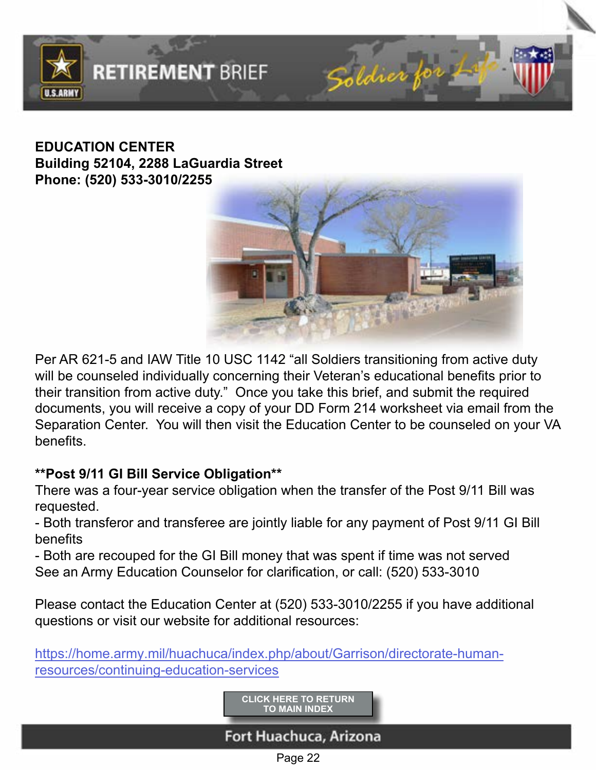**EDUCATION CENTER**
**Building 52104, 2288 LaGuardia Street**
**Phone: (520) 533-3010/2255**

Per AR 621-5 and IAW Title 10 USC 1142 “all Soldiers transitioning from active duty will be counseled individually concerning their Veteran’s educational benefits prior to their transition from active duty.” Once you take this brief, and submit the required documents, you will receive a copy of your DD Form 214 worksheet via email from the Separation Center. You will then visit the Education Center to be counseled on your VA benefits.

**\*\*Post 9/11 GI Bill Service Obligation\*\***

There was a four-year service obligation when the transfer of the Post 9/11 Bill was requested.

- Both transferor and transferee are jointly liable for any payment of Post 9/11 GI Bill benefits
- Both are recouped for the GI Bill money that was spent if time was not served

See an Army Education Counselor for clarification, or call: (520) 533-3010

Please contact the Education Center at (520) 533-3010/2255 if you have additional questions or visit our website for additional resources:

https://home.army.mil/huachuca/index.php/about/Garrison/directorate-human-resources/continuing-education-services

CLICK HERE TO RETURN TO MAIN INDEX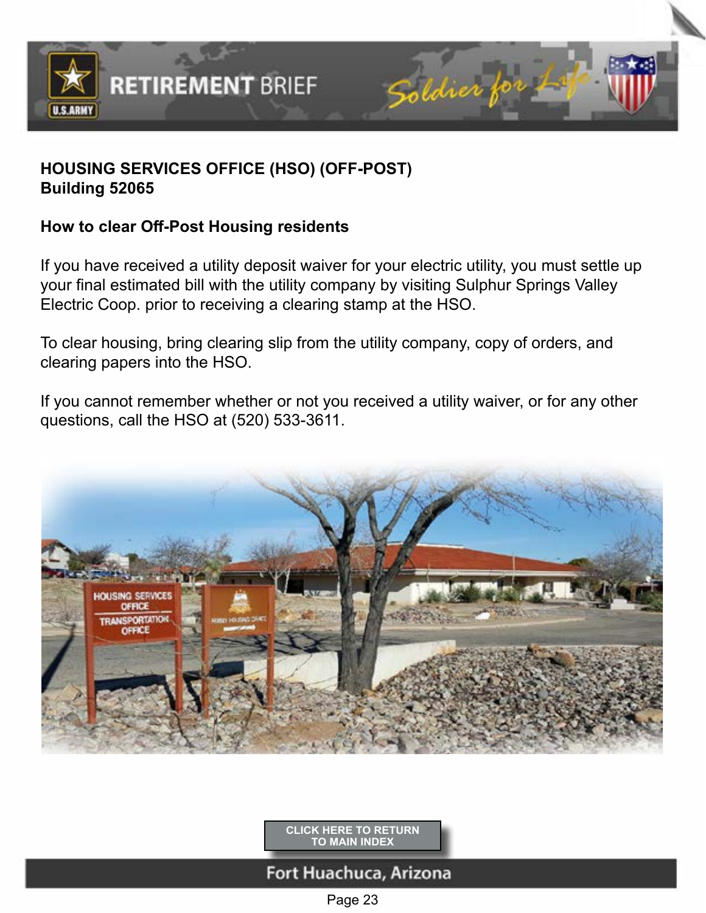## HOUSING SERVICES OFFICE (HSO) (OFF-POST)
## Building 52065

**How to clear Off-Post Housing residents**

If you have received a utility deposit waiver for your electric utility, you must settle up your final estimated bill with the utility company by visiting Sulphur Springs Valley Electric Coop. prior to receiving a clearing stamp at the HSO.

To clear housing, bring clearing slip from the utility company, copy of orders, and clearing papers into the HSO.

If you cannot remember whether or not you received a utility waiver, or for any other questions, call the HSO at (520) 533-3611.

CLICK HERE TO RETURN TO MAIN INDEX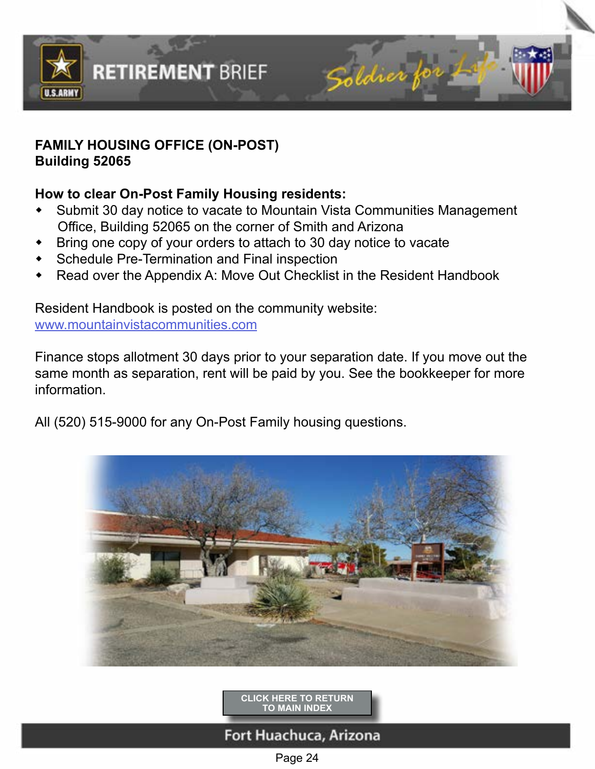## FAMILY HOUSING OFFICE (ON-POST)
## Building 52065

**How to clear On-Post Family Housing residents:**

- Submit 30 day notice to vacate to Mountain Vista Communities Management Office, Building 52065 on the corner of Smith and Arizona
- Bring one copy of your orders to attach to 30 day notice to vacate
- Schedule Pre-Termination and Final inspection
- Read over the Appendix A: Move Out Checklist in the Resident Handbook

Resident Handbook is posted on the community website:
[www.mountainvistacommunities.com](http://www.mountainvistacommunities.com)

Finance stops allotment 30 days prior to your separation date. If you move out the same month as separation, rent will be paid by you. See the bookkeeper for more information.

All (520) 515-9000 for any On-Post Family housing questions.

CLICK HERE TO RETURN TO MAIN INDEX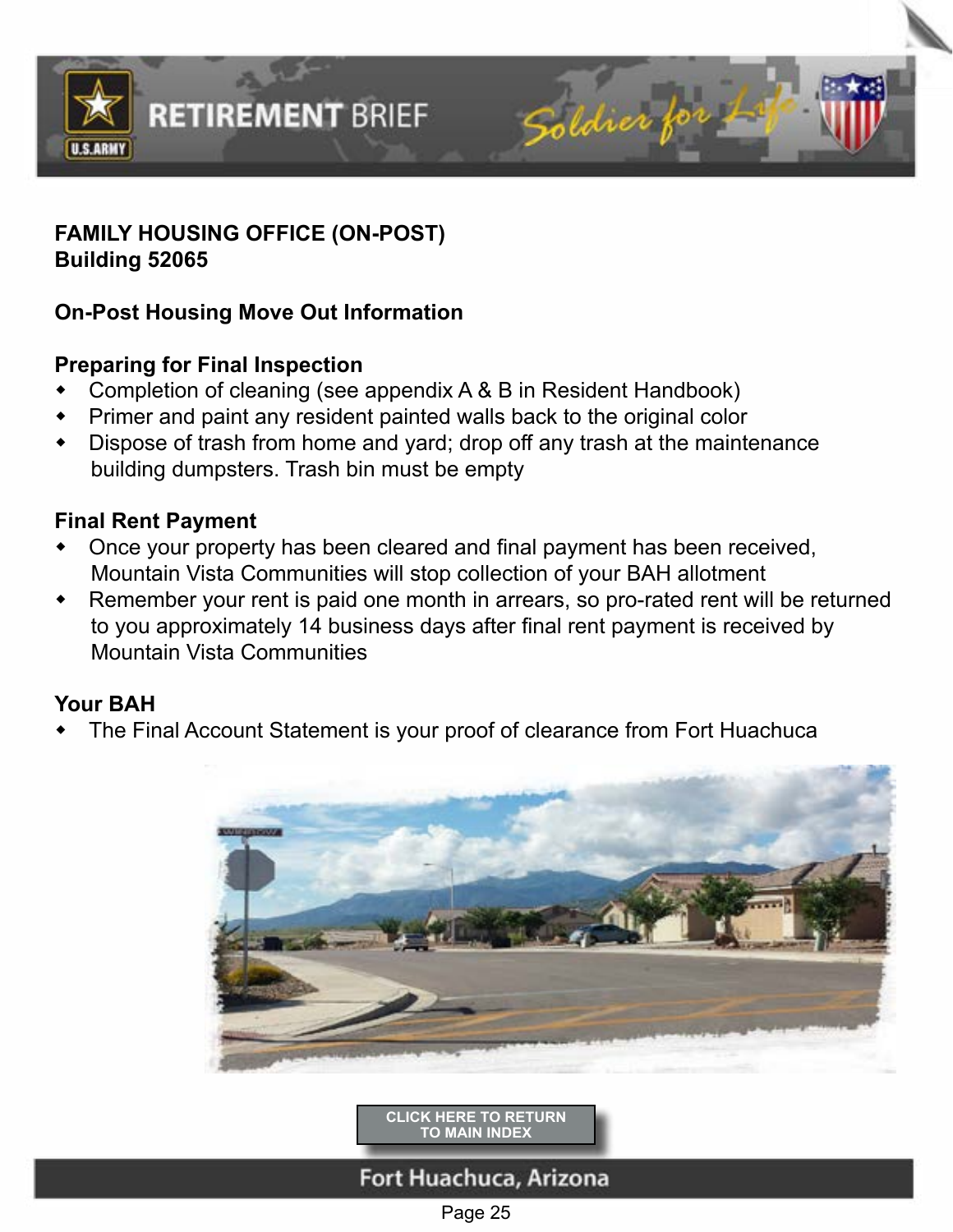**FAMILY HOUSING OFFICE (ON-POST)**
**Building 52065**

**On-Post Housing Move Out Information**

**Preparing for Final Inspection**

- Completion of cleaning (see appendix A & B in Resident Handbook)
- Primer and paint any resident painted walls back to the original color
- Dispose of trash from home and yard; drop off any trash at the maintenance building dumpsters. Trash bin must be empty

**Final Rent Payment**

- Once your property has been cleared and final payment has been received, Mountain Vista Communities will stop collection of your BAH allotment
- Remember your rent is paid one month in arrears, so pro-rated rent will be returned to you approximately 14 business days after final rent payment is received by Mountain Vista Communities

**Your BAH**

- The Final Account Statement is your proof of clearance from Fort Huachuca

CLICK HERE TO RETURN TO MAIN INDEX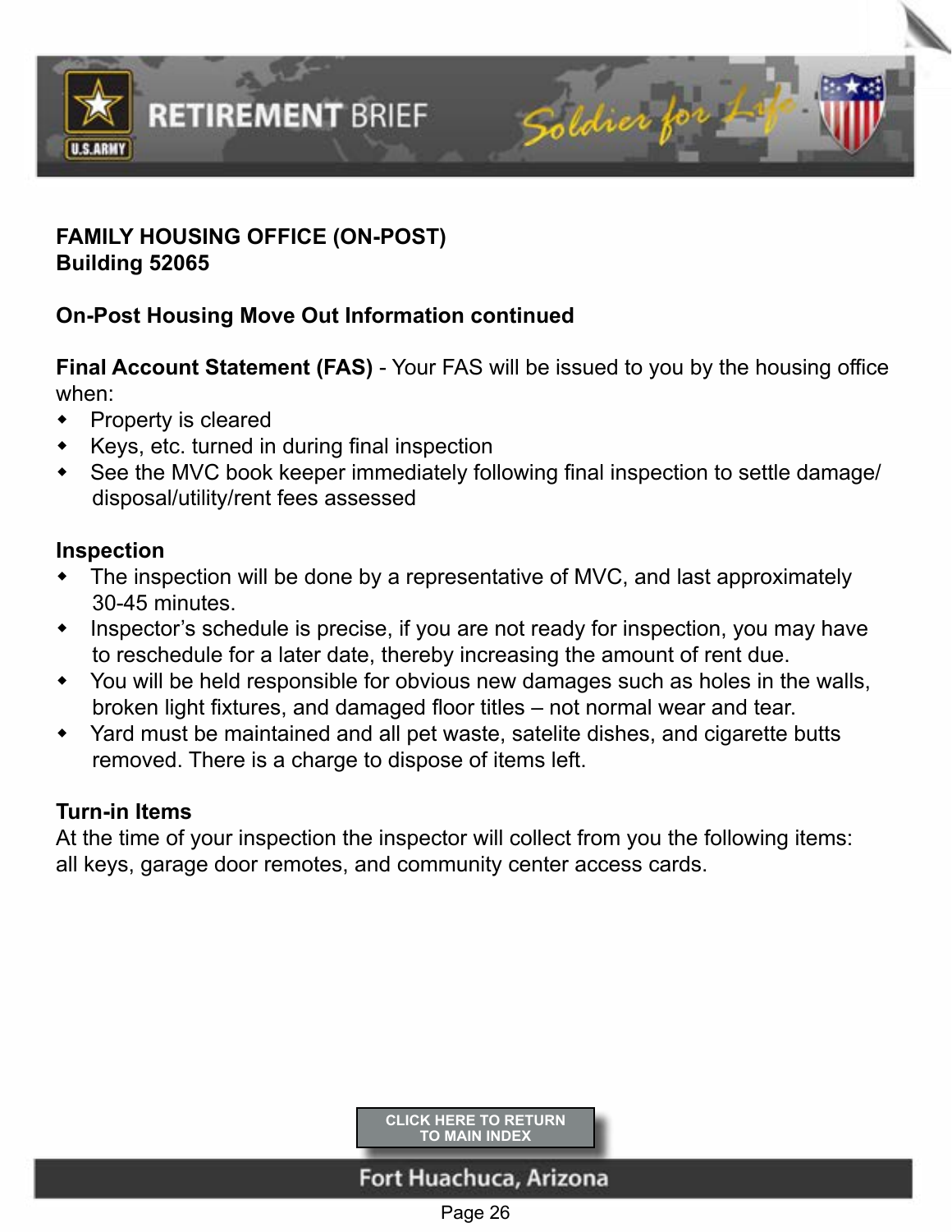**FAMILY HOUSING OFFICE (ON-POST)**
**Building 52065**

**On-Post Housing Move Out Information continued**

**Final Account Statement (FAS)** - Your FAS will be issued to you by the housing office when:

- Property is cleared
- Keys, etc. turned in during final inspection
- See the MVC book keeper immediately following final inspection to settle damage/disposal/utility/rent fees assessed

**Inspection**

- The inspection will be done by a representative of MVC, and last approximately 30-45 minutes.
- Inspector's schedule is precise, if you are not ready for inspection, you may have to reschedule for a later date, thereby increasing the amount of rent due.
- You will be held responsible for obvious new damages such as holes in the walls, broken light fixtures, and damaged floor titles – not normal wear and tear.
- Yard must be maintained and all pet waste, satelite dishes, and cigarette butts removed. There is a charge to dispose of items left.

**Turn-in Items**

At the time of your inspection the inspector will collect from you the following items: all keys, garage door remotes, and community center access cards.

CLICK HERE TO RETURN TO MAIN INDEX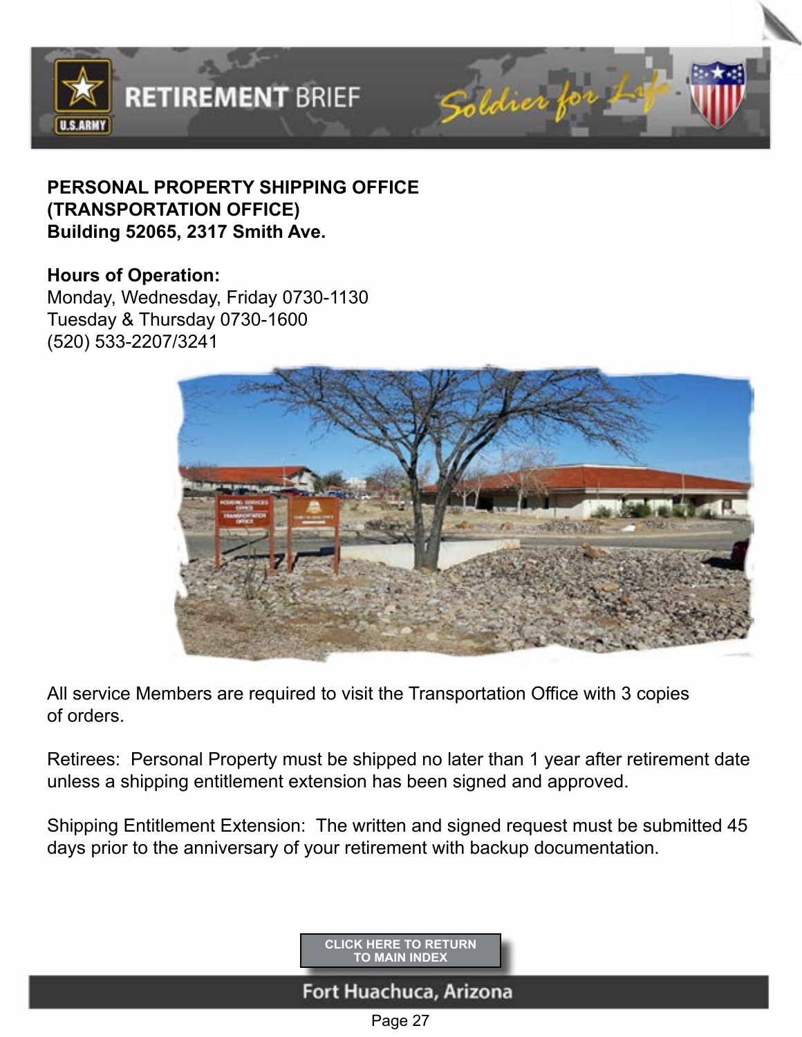**PERSONAL PROPERTY SHIPPING OFFICE (TRANSPORTATION OFFICE)**
**Building 52065, 2317 Smith Ave.**

**Hours of Operation:**
Monday, Wednesday, Friday 0730-1130
Tuesday & Thursday 0730-1600
(520) 533-2207/3241

All service Members are required to visit the Transportation Office with 3 copies of orders.

Retirees: Personal Property must be shipped no later than 1 year after retirement date unless a shipping entitlement extension has been signed and approved.

Shipping Entitlement Extension: The written and signed request must be submitted 45 days prior to the anniversary of your retirement with backup documentation.

CLICK HERE TO RETURN TO MAIN INDEX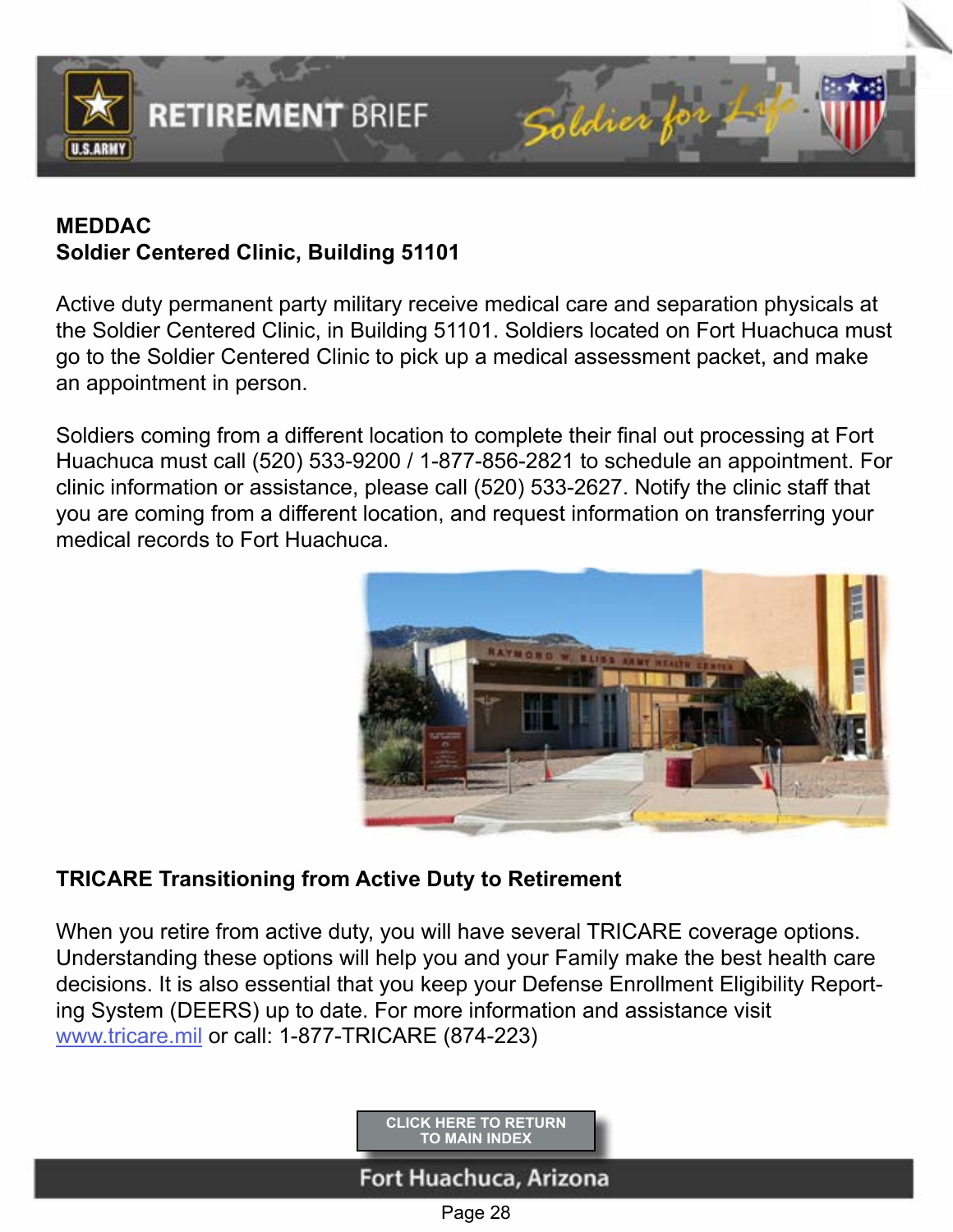**MEDDAC**
**Soldier Centered Clinic, Building 51101**

Active duty permanent party military receive medical care and separation physicals at the Soldier Centered Clinic, in Building 51101. Soldiers located on Fort Huachuca must go to the Soldier Centered Clinic to pick up a medical assessment packet, and make an appointment in person.

Soldiers coming from a different location to complete their final out processing at Fort Huachuca must call (520) 533-9200 / 1-877-856-2821 to schedule an appointment. For clinic information or assistance, please call (520) 533-2627. Notify the clinic staff that you are coming from a different location, and request information on transferring your medical records to Fort Huachuca.

**TRICARE Transitioning from Active Duty to Retirement**

When you retire from active duty, you will have several TRICARE coverage options. Understanding these options will help you and your Family make the best health care decisions. It is also essential that you keep your Defense Enrollment Eligibility Reporting System (DEERS) up to date. For more information and assistance visit www.tricare.mil or call: 1-877-TRICARE (874-223)

CLICK HERE TO RETURN TO MAIN INDEX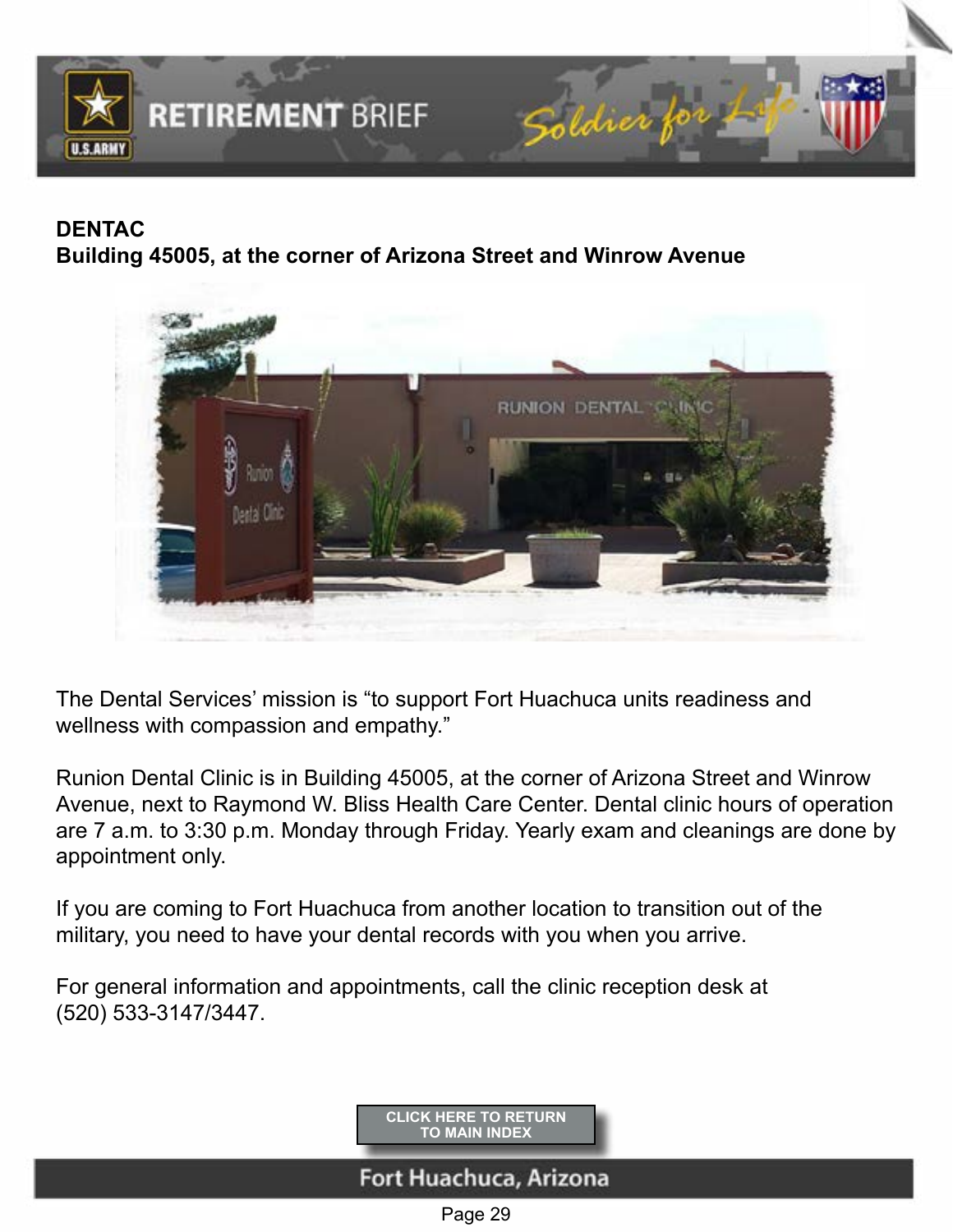## DENTAC
**Building 45005, at the corner of Arizona Street and Winrow Avenue**

The Dental Services' mission is "to support Fort Huachuca units readiness and wellness with compassion and empathy."

Runion Dental Clinic is in Building 45005, at the corner of Arizona Street and Winrow Avenue, next to Raymond W. Bliss Health Care Center. Dental clinic hours of operation are 7 a.m. to 3:30 p.m. Monday through Friday. Yearly exam and cleanings are done by appointment only.

If you are coming to Fort Huachuca from another location to transition out of the military, you need to have your dental records with you when you arrive.

For general information and appointments, call the clinic reception desk at (520) 533-3147/3447.

CLICK HERE TO RETURN TO MAIN INDEX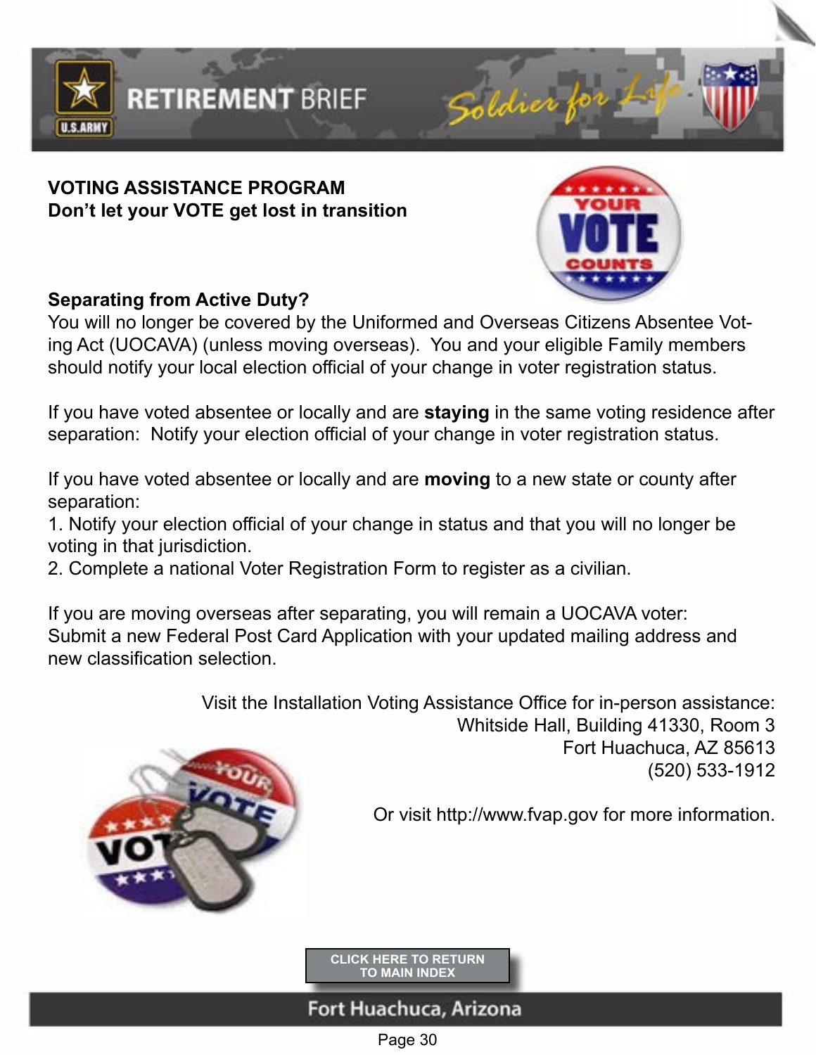**VOTING ASSISTANCE PROGRAM**
**Don't let your VOTE get lost in transition**

**Separating from Active Duty?**
You will no longer be covered by the Uniformed and Overseas Citizens Absentee Voting Act (UOCAVA) (unless moving overseas). You and your eligible Family members should notify your local election official of your change in voter registration status.

If you have voted absentee or locally and are **staying** in the same voting residence after separation: Notify your election official of your change in voter registration status.

If you have voted absentee or locally and are **moving** to a new state or county after separation:
1. Notify your election official of your change in status and that you will no longer be voting in that jurisdiction.
2. Complete a national Voter Registration Form to register as a civilian.

If you are moving overseas after separating, you will remain a UOCAVA voter:
Submit a new Federal Post Card Application with your updated mailing address and new classification selection.

Visit the Installation Voting Assistance Office for in-person assistance:
Whitside Hall, Building 41330, Room 3
Fort Huachuca, AZ 85613
(520) 533-1912

Or visit http://www.fvap.gov for more information.

CLICK HERE TO RETURN TO MAIN INDEX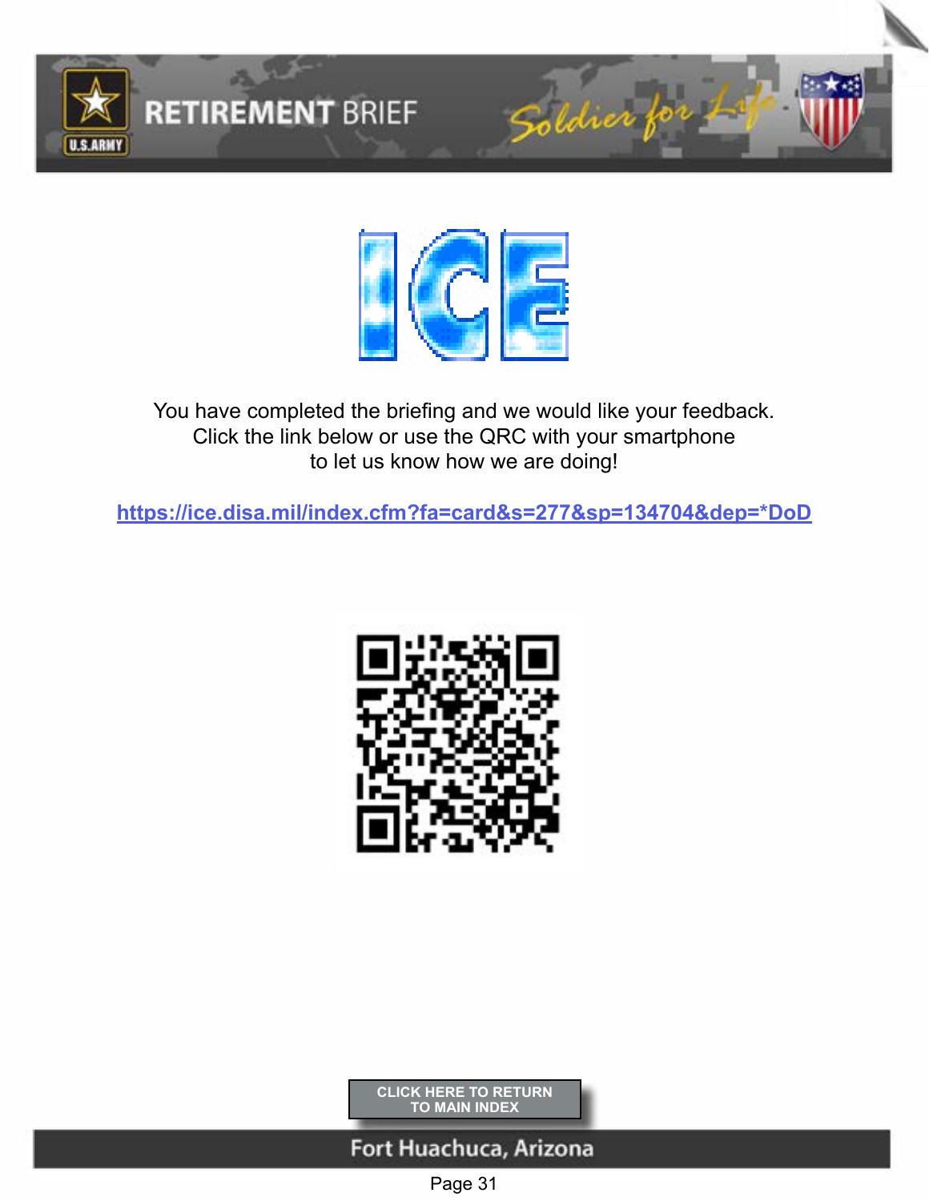# ICE

You have completed the briefing and we would like your feedback.
Click the link below or use the QRC with your smartphone
to let us know how we are doing!

https://ice.disa.mil/index.cfm?fa=card&s=277&sp=134704&dep=*DoD

CLICK HERE TO RETURN TO MAIN INDEX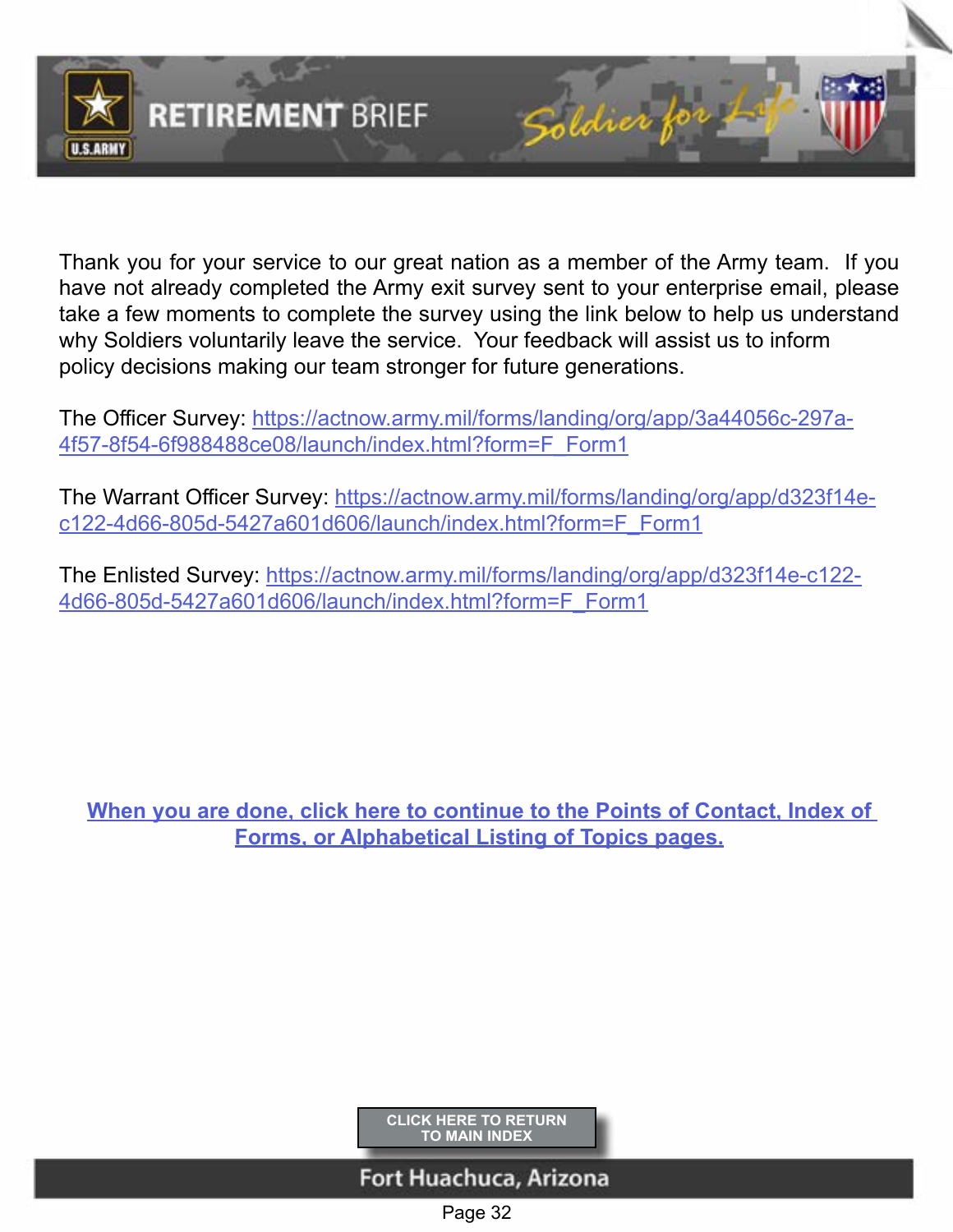Thank you for your service to our great nation as a member of the Army team. If you have not already completed the Army exit survey sent to your enterprise email, please take a few moments to complete the survey using the link below to help us understand why Soldiers voluntarily leave the service. Your feedback will assist us to inform policy decisions making our team stronger for future generations.

The Officer Survey: https://actnow.army.mil/forms/landing/org/app/3a44056c-297a-4f57-8f54-6f988488ce08/launch/index.html?form=F_Form1

The Warrant Officer Survey: https://actnow.army.mil/forms/landing/org/app/d323f14e-c122-4d66-805d-5427a601d606/launch/index.html?form=F_Form1

The Enlisted Survey: https://actnow.army.mil/forms/landing/org/app/d323f14e-c122-4d66-805d-5427a601d606/launch/index.html?form=F_Form1

**When you are done, click here to continue to the Points of Contact, Index of Forms, or Alphabetical Listing of Topics pages.**

CLICK HERE TO RETURN TO MAIN INDEX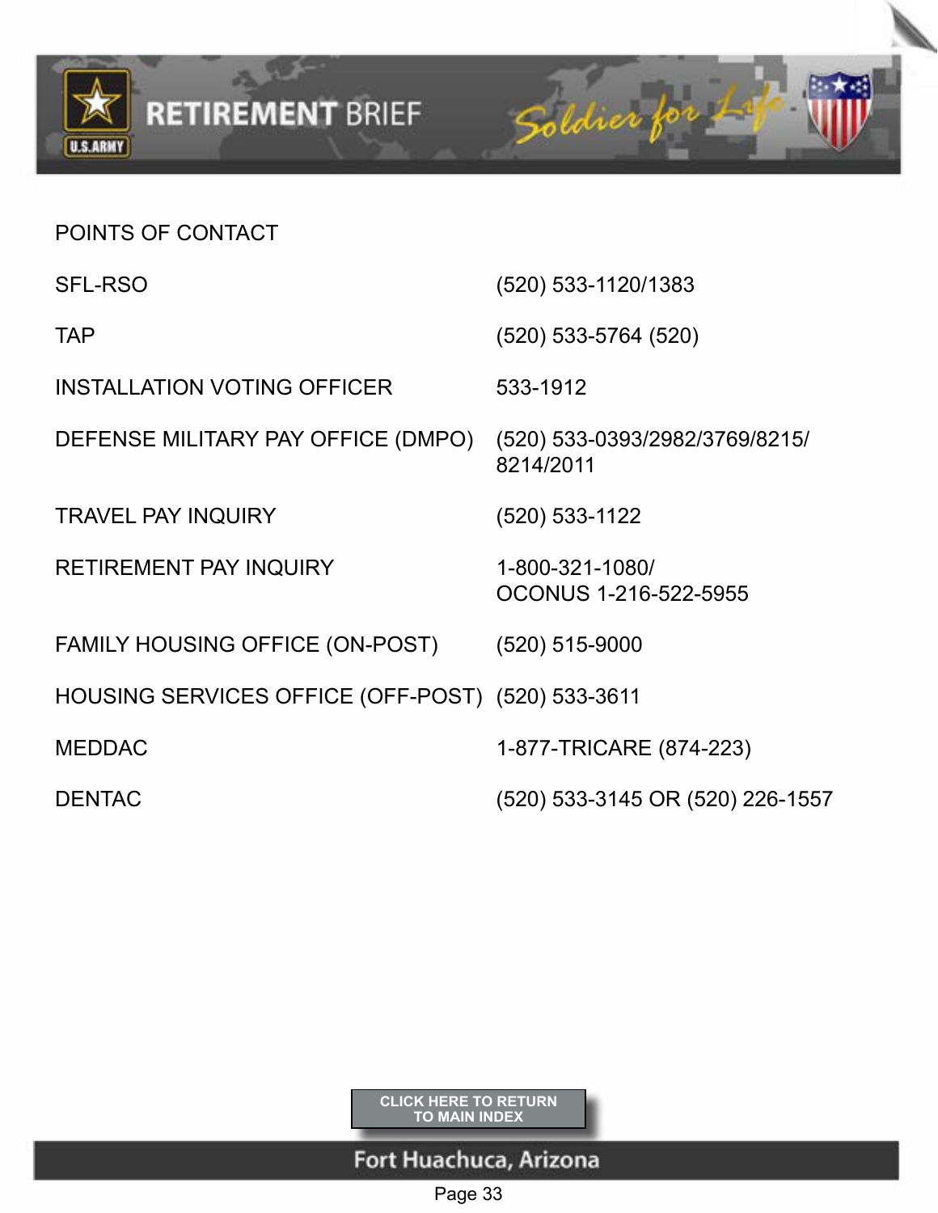## POINTS OF CONTACT

| | |
|---|---|
| SFL-RSO | (520) 533-1120/1383 |
| TAP | (520) 533-5764 (520) |
| INSTALLATION VOTING OFFICER | 533-1912 |
| DEFENSE MILITARY PAY OFFICE (DMPO) | (520) 533-0393/2982/3769/8215/8214/2011 |
| TRAVEL PAY INQUIRY | (520) 533-1122 |
| RETIREMENT PAY INQUIRY | 1-800-321-1080/ OCONUS 1-216-522-5955 |
| FAMILY HOUSING OFFICE (ON-POST) | (520) 515-9000 |
| HOUSING SERVICES OFFICE (OFF-POST) | (520) 533-3611 |
| MEDDAC | 1-877-TRICARE (874-223) |
| DENTAC | (520) 533-3145 OR (520) 226-1557 |

CLICK HERE TO RETURN TO MAIN INDEX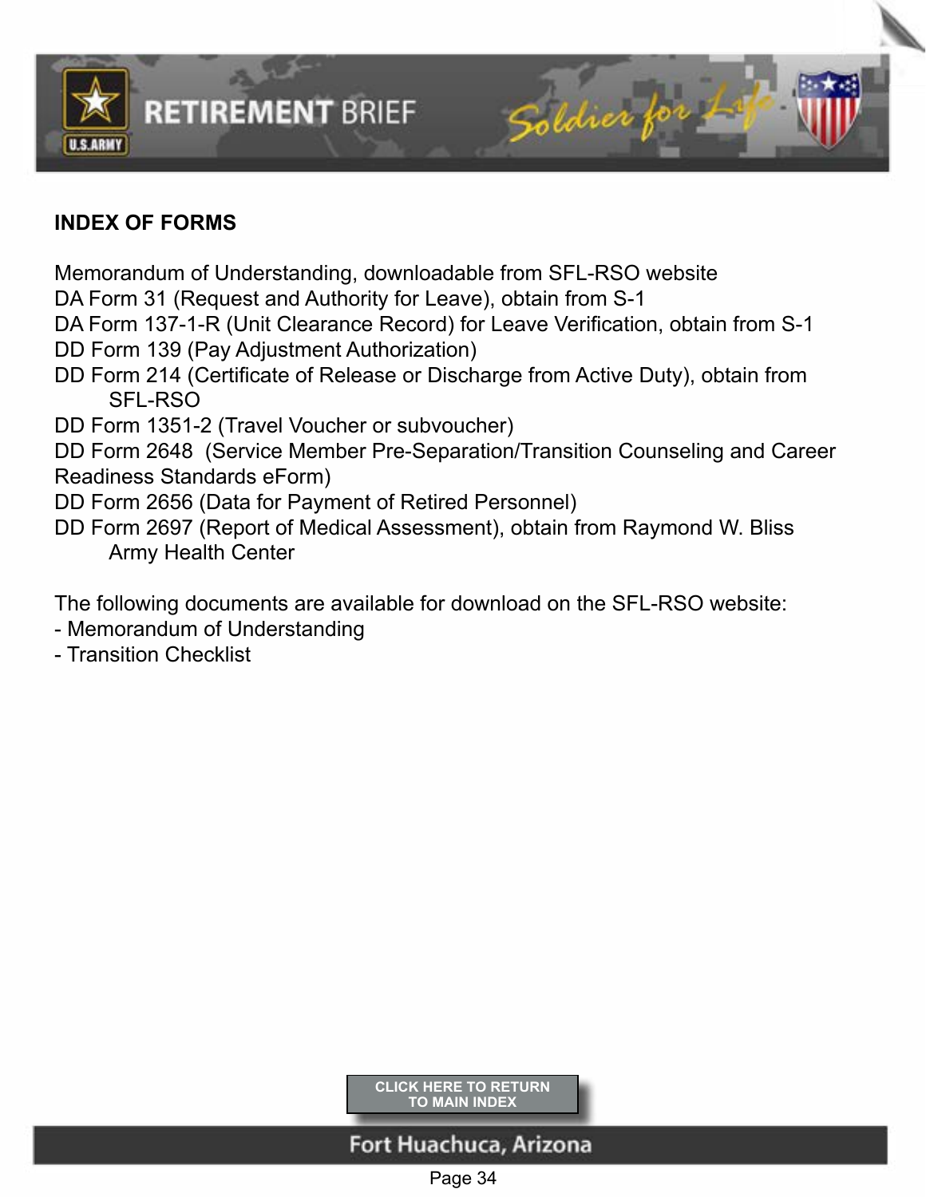## INDEX OF FORMS

Memorandum of Understanding, downloadable from SFL-RSO website
DA Form 31 (Request and Authority for Leave), obtain from S-1
DA Form 137-1-R (Unit Clearance Record) for Leave Verification, obtain from S-1
DD Form 139 (Pay Adjustment Authorization)
DD Form 214 (Certificate of Release or Discharge from Active Duty), obtain from SFL-RSO
DD Form 1351-2 (Travel Voucher or subvoucher)
DD Form 2648 (Service Member Pre-Separation/Transition Counseling and Career Readiness Standards eForm)
DD Form 2656 (Data for Payment of Retired Personnel)
DD Form 2697 (Report of Medical Assessment), obtain from Raymond W. Bliss Army Health Center

The following documents are available for download on the SFL-RSO website:

- Memorandum of Understanding
- Transition Checklist

CLICK HERE TO RETURN TO MAIN INDEX